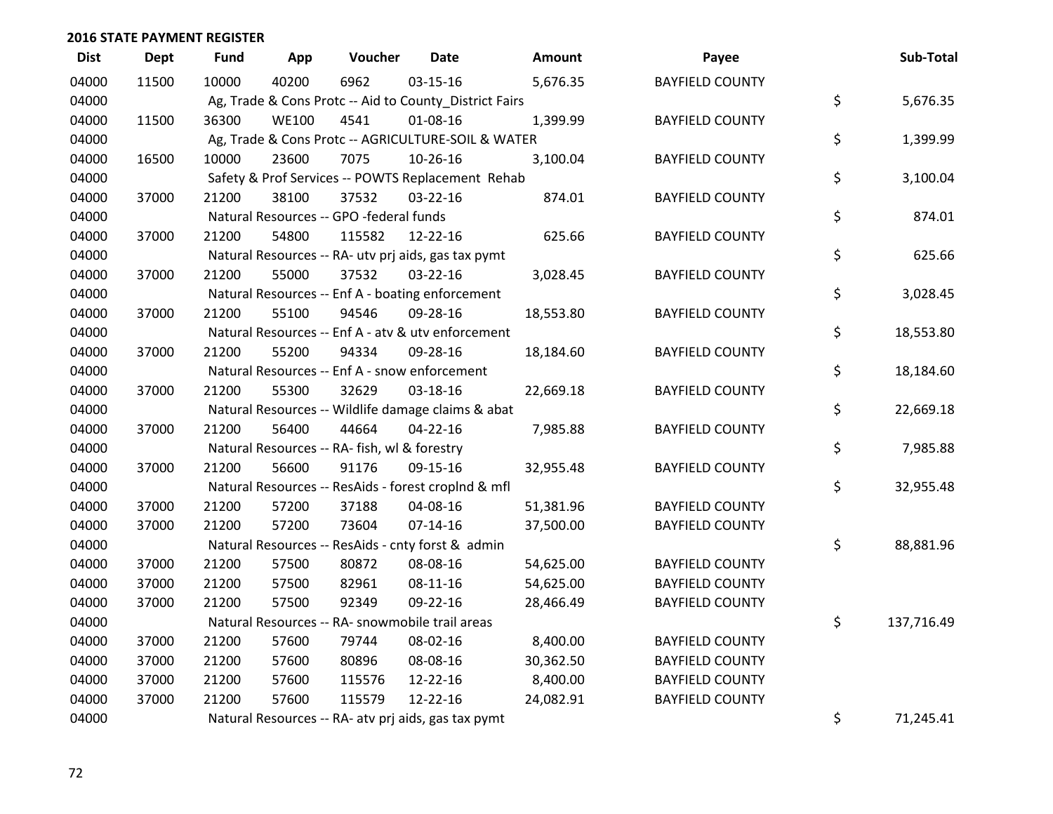## 2016 STATE PAYMENT REGISTER

| Dist | Dept | Fund | App | Voucher | Date | Amount | Payee | Sub-Total |
|---|---|---|---|---|---|---|---|---|
| 04000 | 11500 | 10000 | 40200 | 6962 | 03-15-16 | 5,676.35 | BAYFIELD COUNTY | |
| 04000 | | Ag, Trade & Cons Protc -- Aid to County_District Fairs | | | | | | $ 5,676.35 |
| 04000 | 11500 | 36300 | WE100 | 4541 | 01-08-16 | 1,399.99 | BAYFIELD COUNTY | |
| 04000 | | Ag, Trade & Cons Protc -- AGRICULTURE-SOIL & WATER | | | | | | $ 1,399.99 |
| 04000 | 16500 | 10000 | 23600 | 7075 | 10-26-16 | 3,100.04 | BAYFIELD COUNTY | |
| 04000 | | Safety & Prof Services -- POWTS Replacement Rehab | | | | | | $ 3,100.04 |
| 04000 | 37000 | 21200 | 38100 | 37532 | 03-22-16 | 874.01 | BAYFIELD COUNTY | |
| 04000 | | Natural Resources -- GPO -federal funds | | | | | | $ 874.01 |
| 04000 | 37000 | 21200 | 54800 | 115582 | 12-22-16 | 625.66 | BAYFIELD COUNTY | |
| 04000 | | Natural Resources -- RA- utv prj aids, gas tax pymt | | | | | | $ 625.66 |
| 04000 | 37000 | 21200 | 55000 | 37532 | 03-22-16 | 3,028.45 | BAYFIELD COUNTY | |
| 04000 | | Natural Resources -- Enf A - boating enforcement | | | | | | $ 3,028.45 |
| 04000 | 37000 | 21200 | 55100 | 94546 | 09-28-16 | 18,553.80 | BAYFIELD COUNTY | |
| 04000 | | Natural Resources -- Enf A - atv & utv enforcement | | | | | | $ 18,553.80 |
| 04000 | 37000 | 21200 | 55200 | 94334 | 09-28-16 | 18,184.60 | BAYFIELD COUNTY | |
| 04000 | | Natural Resources -- Enf A - snow enforcement | | | | | | $ 18,184.60 |
| 04000 | 37000 | 21200 | 55300 | 32629 | 03-18-16 | 22,669.18 | BAYFIELD COUNTY | |
| 04000 | | Natural Resources -- Wildlife damage claims & abat | | | | | | $ 22,669.18 |
| 04000 | 37000 | 21200 | 56400 | 44664 | 04-22-16 | 7,985.88 | BAYFIELD COUNTY | |
| 04000 | | Natural Resources -- RA- fish, wl & forestry | | | | | | $ 7,985.88 |
| 04000 | 37000 | 21200 | 56600 | 91176 | 09-15-16 | 32,955.48 | BAYFIELD COUNTY | |
| 04000 | | Natural Resources -- ResAids - forest croplnd & mfl | | | | | | $ 32,955.48 |
| 04000 | 37000 | 21200 | 57200 | 37188 | 04-08-16 | 51,381.96 | BAYFIELD COUNTY | |
| 04000 | 37000 | 21200 | 57200 | 73604 | 07-14-16 | 37,500.00 | BAYFIELD COUNTY | |
| 04000 | | Natural Resources -- ResAids - cnty forst & admin | | | | | | $ 88,881.96 |
| 04000 | 37000 | 21200 | 57500 | 80872 | 08-08-16 | 54,625.00 | BAYFIELD COUNTY | |
| 04000 | 37000 | 21200 | 57500 | 82961 | 08-11-16 | 54,625.00 | BAYFIELD COUNTY | |
| 04000 | 37000 | 21200 | 57500 | 92349 | 09-22-16 | 28,466.49 | BAYFIELD COUNTY | |
| 04000 | | Natural Resources -- RA- snowmobile trail areas | | | | | | $ 137,716.49 |
| 04000 | 37000 | 21200 | 57600 | 79744 | 08-02-16 | 8,400.00 | BAYFIELD COUNTY | |
| 04000 | 37000 | 21200 | 57600 | 80896 | 08-08-16 | 30,362.50 | BAYFIELD COUNTY | |
| 04000 | 37000 | 21200 | 57600 | 115576 | 12-22-16 | 8,400.00 | BAYFIELD COUNTY | |
| 04000 | 37000 | 21200 | 57600 | 115579 | 12-22-16 | 24,082.91 | BAYFIELD COUNTY | |
| 04000 | | Natural Resources -- RA- atv prj aids, gas tax pymt | | | | | | $ 71,245.41 |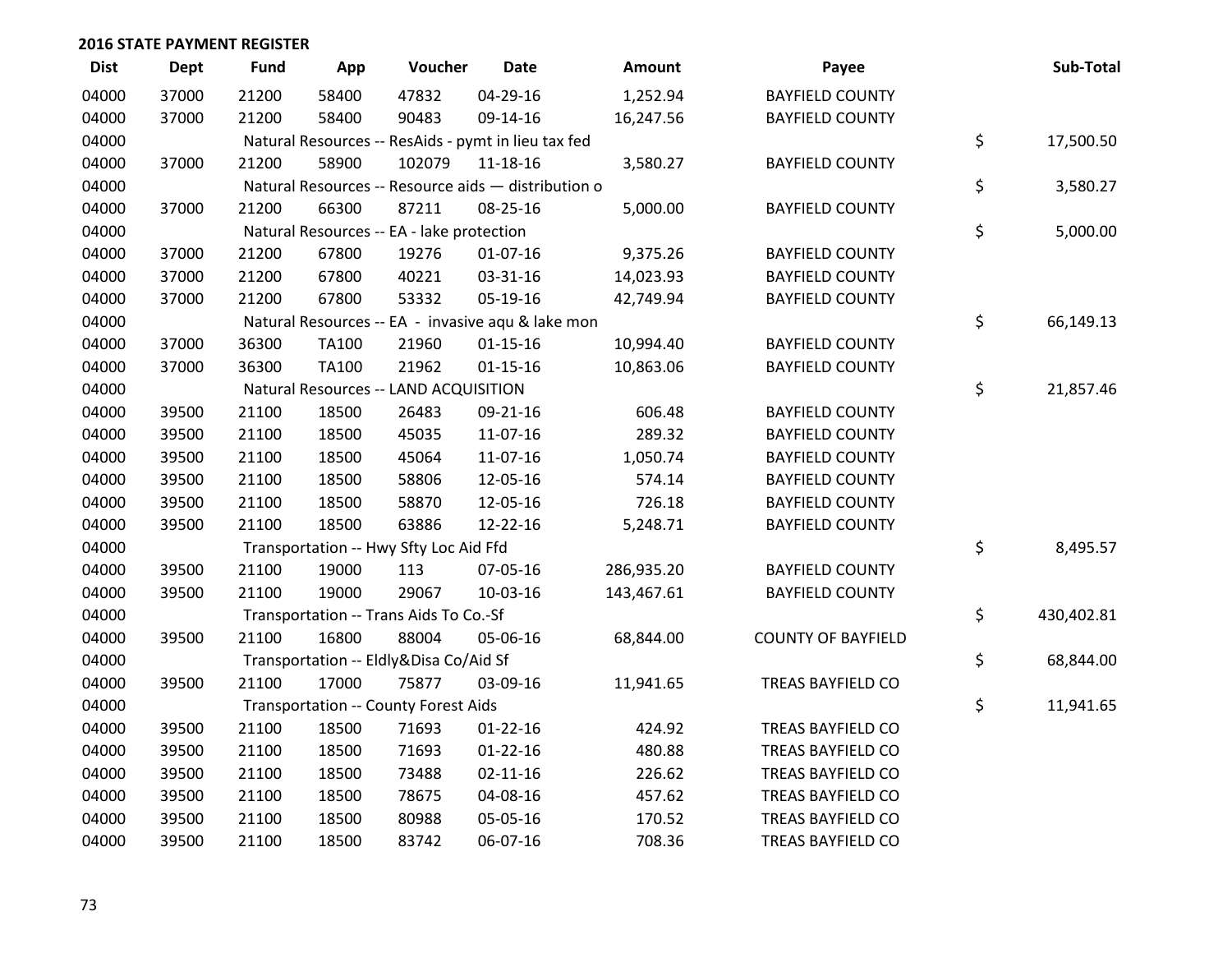## 2016 STATE PAYMENT REGISTER

| Dist | Dept | Fund | App | Voucher | Date | Amount | Payee | Sub-Total |
|---|---|---|---|---|---|---|---|---|
| 04000 | 37000 | 21200 | 58400 | 47832 | 04-29-16 | 1,252.94 | BAYFIELD COUNTY | |
| 04000 | 37000 | 21200 | 58400 | 90483 | 09-14-16 | 16,247.56 | BAYFIELD COUNTY | |
| 04000 | | Natural Resources -- ResAids - pymt in lieu tax fed | | | | | | $ 17,500.50 |
| 04000 | 37000 | 21200 | 58900 | 102079 | 11-18-16 | 3,580.27 | BAYFIELD COUNTY | |
| 04000 | | Natural Resources -- Resource aids — distribution o | | | | | | $ 3,580.27 |
| 04000 | 37000 | 21200 | 66300 | 87211 | 08-25-16 | 5,000.00 | BAYFIELD COUNTY | |
| 04000 | | Natural Resources -- EA - lake protection | | | | | | $ 5,000.00 |
| 04000 | 37000 | 21200 | 67800 | 19276 | 01-07-16 | 9,375.26 | BAYFIELD COUNTY | |
| 04000 | 37000 | 21200 | 67800 | 40221 | 03-31-16 | 14,023.93 | BAYFIELD COUNTY | |
| 04000 | 37000 | 21200 | 67800 | 53332 | 05-19-16 | 42,749.94 | BAYFIELD COUNTY | |
| 04000 | | Natural Resources -- EA - invasive aqu & lake mon | | | | | | $ 66,149.13 |
| 04000 | 37000 | 36300 | TA100 | 21960 | 01-15-16 | 10,994.40 | BAYFIELD COUNTY | |
| 04000 | 37000 | 36300 | TA100 | 21962 | 01-15-16 | 10,863.06 | BAYFIELD COUNTY | |
| 04000 | | Natural Resources -- LAND ACQUISITION | | | | | | $ 21,857.46 |
| 04000 | 39500 | 21100 | 18500 | 26483 | 09-21-16 | 606.48 | BAYFIELD COUNTY | |
| 04000 | 39500 | 21100 | 18500 | 45035 | 11-07-16 | 289.32 | BAYFIELD COUNTY | |
| 04000 | 39500 | 21100 | 18500 | 45064 | 11-07-16 | 1,050.74 | BAYFIELD COUNTY | |
| 04000 | 39500 | 21100 | 18500 | 58806 | 12-05-16 | 574.14 | BAYFIELD COUNTY | |
| 04000 | 39500 | 21100 | 18500 | 58870 | 12-05-16 | 726.18 | BAYFIELD COUNTY | |
| 04000 | 39500 | 21100 | 18500 | 63886 | 12-22-16 | 5,248.71 | BAYFIELD COUNTY | |
| 04000 | | Transportation -- Hwy Sfty Loc Aid Ffd | | | | | | $ 8,495.57 |
| 04000 | 39500 | 21100 | 19000 | 113 | 07-05-16 | 286,935.20 | BAYFIELD COUNTY | |
| 04000 | 39500 | 21100 | 19000 | 29067 | 10-03-16 | 143,467.61 | BAYFIELD COUNTY | |
| 04000 | | Transportation -- Trans Aids To Co.-Sf | | | | | | $ 430,402.81 |
| 04000 | 39500 | 21100 | 16800 | 88004 | 05-06-16 | 68,844.00 | COUNTY OF BAYFIELD | |
| 04000 | | Transportation -- Eldly&Disa Co/Aid Sf | | | | | | $ 68,844.00 |
| 04000 | 39500 | 21100 | 17000 | 75877 | 03-09-16 | 11,941.65 | TREAS BAYFIELD CO | |
| 04000 | | Transportation -- County Forest Aids | | | | | | $ 11,941.65 |
| 04000 | 39500 | 21100 | 18500 | 71693 | 01-22-16 | 424.92 | TREAS BAYFIELD CO | |
| 04000 | 39500 | 21100 | 18500 | 71693 | 01-22-16 | 480.88 | TREAS BAYFIELD CO | |
| 04000 | 39500 | 21100 | 18500 | 73488 | 02-11-16 | 226.62 | TREAS BAYFIELD CO | |
| 04000 | 39500 | 21100 | 18500 | 78675 | 04-08-16 | 457.62 | TREAS BAYFIELD CO | |
| 04000 | 39500 | 21100 | 18500 | 80988 | 05-05-16 | 170.52 | TREAS BAYFIELD CO | |
| 04000 | 39500 | 21100 | 18500 | 83742 | 06-07-16 | 708.36 | TREAS BAYFIELD CO | |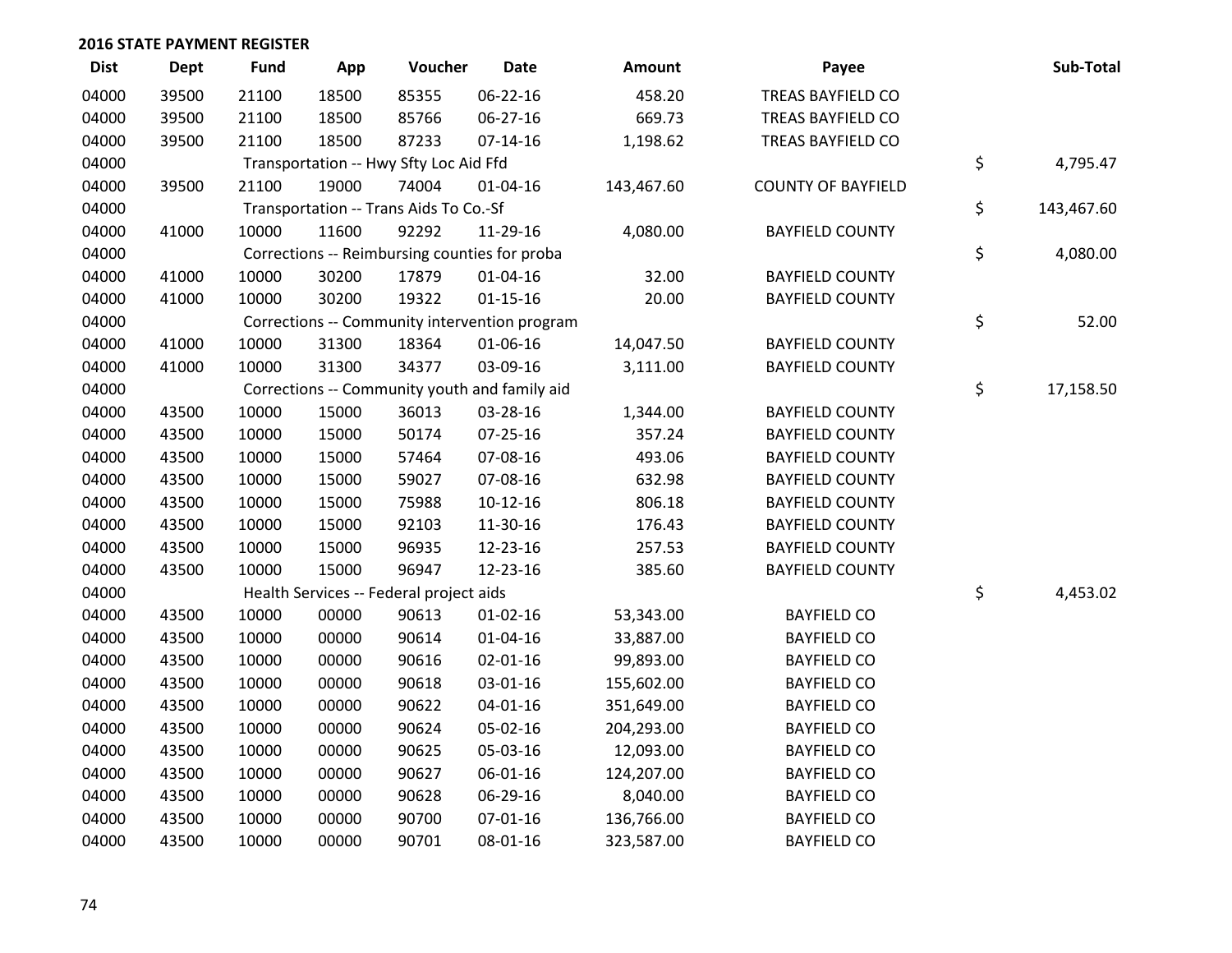**2016 STATE PAYMENT REGISTER**

| Dist | Dept | Fund | App | Voucher | Date | Amount | Payee | Sub-Total |
|---|---|---|---|---|---|---|---|---|
| 04000 | 39500 | 21100 | 18500 | 85355 | 06-22-16 | 458.20 | TREAS BAYFIELD CO | |
| 04000 | 39500 | 21100 | 18500 | 85766 | 06-27-16 | 669.73 | TREAS BAYFIELD CO | |
| 04000 | 39500 | 21100 | 18500 | 87233 | 07-14-16 | 1,198.62 | TREAS BAYFIELD CO | |
| 04000 | | Transportation -- Hwy Sfty Loc Aid Ffd | | | | | | $ 4,795.47 |
| 04000 | 39500 | 21100 | 19000 | 74004 | 01-04-16 | 143,467.60 | COUNTY OF BAYFIELD | |
| 04000 | | Transportation -- Trans Aids To Co.-Sf | | | | | | $ 143,467.60 |
| 04000 | 41000 | 10000 | 11600 | 92292 | 11-29-16 | 4,080.00 | BAYFIELD COUNTY | |
| 04000 | | Corrections -- Reimbursing counties for proba | | | | | | $ 4,080.00 |
| 04000 | 41000 | 10000 | 30200 | 17879 | 01-04-16 | 32.00 | BAYFIELD COUNTY | |
| 04000 | 41000 | 10000 | 30200 | 19322 | 01-15-16 | 20.00 | BAYFIELD COUNTY | |
| 04000 | | Corrections -- Community intervention program | | | | | | $ 52.00 |
| 04000 | 41000 | 10000 | 31300 | 18364 | 01-06-16 | 14,047.50 | BAYFIELD COUNTY | |
| 04000 | 41000 | 10000 | 31300 | 34377 | 03-09-16 | 3,111.00 | BAYFIELD COUNTY | |
| 04000 | | Corrections -- Community youth and family aid | | | | | | $ 17,158.50 |
| 04000 | 43500 | 10000 | 15000 | 36013 | 03-28-16 | 1,344.00 | BAYFIELD COUNTY | |
| 04000 | 43500 | 10000 | 15000 | 50174 | 07-25-16 | 357.24 | BAYFIELD COUNTY | |
| 04000 | 43500 | 10000 | 15000 | 57464 | 07-08-16 | 493.06 | BAYFIELD COUNTY | |
| 04000 | 43500 | 10000 | 15000 | 59027 | 07-08-16 | 632.98 | BAYFIELD COUNTY | |
| 04000 | 43500 | 10000 | 15000 | 75988 | 10-12-16 | 806.18 | BAYFIELD COUNTY | |
| 04000 | 43500 | 10000 | 15000 | 92103 | 11-30-16 | 176.43 | BAYFIELD COUNTY | |
| 04000 | 43500 | 10000 | 15000 | 96935 | 12-23-16 | 257.53 | BAYFIELD COUNTY | |
| 04000 | 43500 | 10000 | 15000 | 96947 | 12-23-16 | 385.60 | BAYFIELD COUNTY | |
| 04000 | | Health Services -- Federal project aids | | | | | | $ 4,453.02 |
| 04000 | 43500 | 10000 | 00000 | 90613 | 01-02-16 | 53,343.00 | BAYFIELD CO | |
| 04000 | 43500 | 10000 | 00000 | 90614 | 01-04-16 | 33,887.00 | BAYFIELD CO | |
| 04000 | 43500 | 10000 | 00000 | 90616 | 02-01-16 | 99,893.00 | BAYFIELD CO | |
| 04000 | 43500 | 10000 | 00000 | 90618 | 03-01-16 | 155,602.00 | BAYFIELD CO | |
| 04000 | 43500 | 10000 | 00000 | 90622 | 04-01-16 | 351,649.00 | BAYFIELD CO | |
| 04000 | 43500 | 10000 | 00000 | 90624 | 05-02-16 | 204,293.00 | BAYFIELD CO | |
| 04000 | 43500 | 10000 | 00000 | 90625 | 05-03-16 | 12,093.00 | BAYFIELD CO | |
| 04000 | 43500 | 10000 | 00000 | 90627 | 06-01-16 | 124,207.00 | BAYFIELD CO | |
| 04000 | 43500 | 10000 | 00000 | 90628 | 06-29-16 | 8,040.00 | BAYFIELD CO | |
| 04000 | 43500 | 10000 | 00000 | 90700 | 07-01-16 | 136,766.00 | BAYFIELD CO | |
| 04000 | 43500 | 10000 | 00000 | 90701 | 08-01-16 | 323,587.00 | BAYFIELD CO | |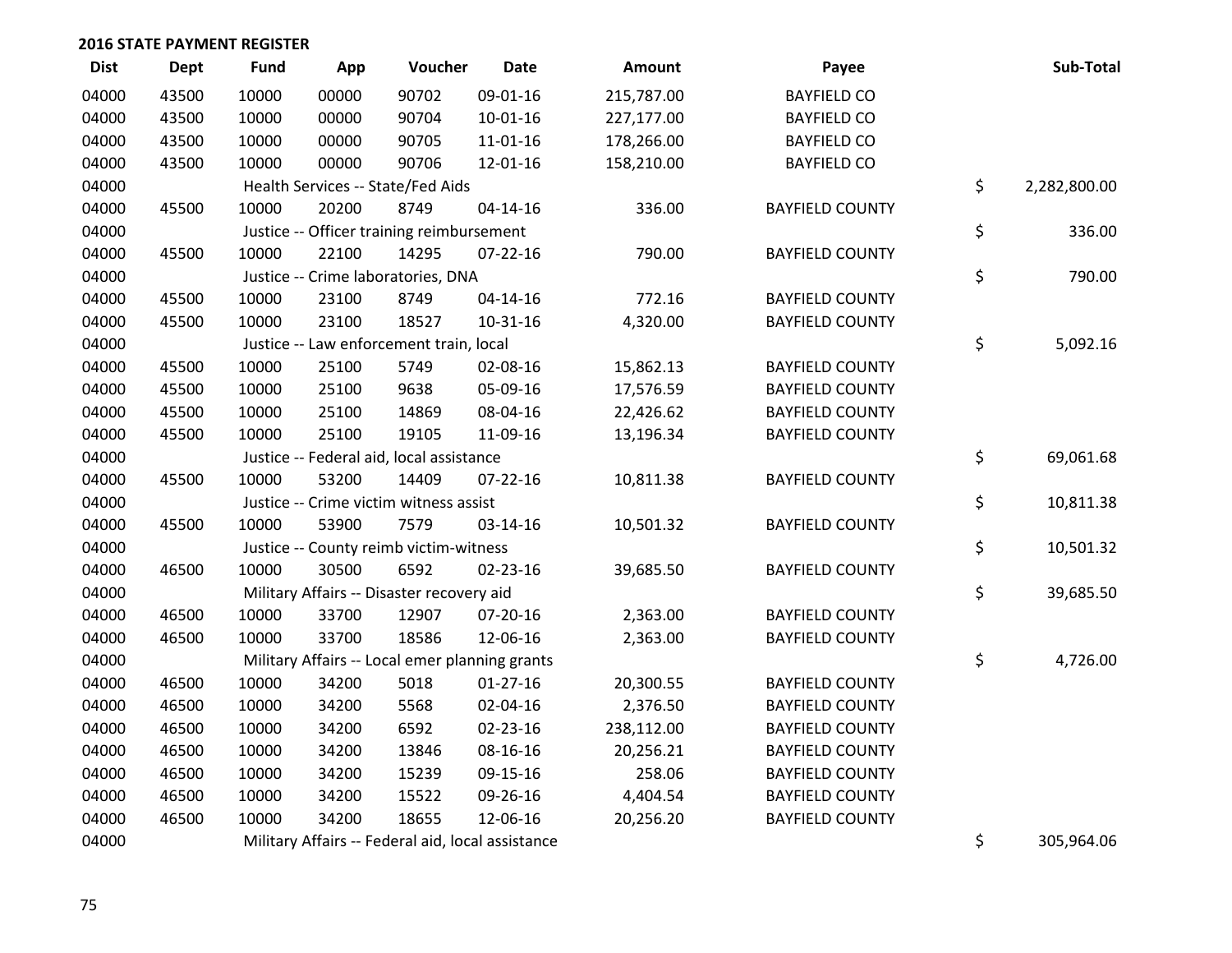**2016 STATE PAYMENT REGISTER**

| Dist | Dept | Fund | App | Voucher | Date | Amount | Payee | Sub-Total |
|---|---|---|---|---|---|---|---|---|
| 04000 | 43500 | 10000 | 00000 | 90702 | 09-01-16 | 215,787.00 | BAYFIELD CO | |
| 04000 | 43500 | 10000 | 00000 | 90704 | 10-01-16 | 227,177.00 | BAYFIELD CO | |
| 04000 | 43500 | 10000 | 00000 | 90705 | 11-01-16 | 178,266.00 | BAYFIELD CO | |
| 04000 | 43500 | 10000 | 00000 | 90706 | 12-01-16 | 158,210.00 | BAYFIELD CO | |
| 04000 | | Health Services -- State/Fed Aids | | | | | | $ 2,282,800.00 |
| 04000 | 45500 | 10000 | 20200 | 8749 | 04-14-16 | 336.00 | BAYFIELD COUNTY | |
| 04000 | | Justice -- Officer training reimbursement | | | | | | $ 336.00 |
| 04000 | 45500 | 10000 | 22100 | 14295 | 07-22-16 | 790.00 | BAYFIELD COUNTY | |
| 04000 | | Justice -- Crime laboratories, DNA | | | | | | $ 790.00 |
| 04000 | 45500 | 10000 | 23100 | 8749 | 04-14-16 | 772.16 | BAYFIELD COUNTY | |
| 04000 | 45500 | 10000 | 23100 | 18527 | 10-31-16 | 4,320.00 | BAYFIELD COUNTY | |
| 04000 | | Justice -- Law enforcement train, local | | | | | | $ 5,092.16 |
| 04000 | 45500 | 10000 | 25100 | 5749 | 02-08-16 | 15,862.13 | BAYFIELD COUNTY | |
| 04000 | 45500 | 10000 | 25100 | 9638 | 05-09-16 | 17,576.59 | BAYFIELD COUNTY | |
| 04000 | 45500 | 10000 | 25100 | 14869 | 08-04-16 | 22,426.62 | BAYFIELD COUNTY | |
| 04000 | 45500 | 10000 | 25100 | 19105 | 11-09-16 | 13,196.34 | BAYFIELD COUNTY | |
| 04000 | | Justice -- Federal aid, local assistance | | | | | | $ 69,061.68 |
| 04000 | 45500 | 10000 | 53200 | 14409 | 07-22-16 | 10,811.38 | BAYFIELD COUNTY | |
| 04000 | | Justice -- Crime victim witness assist | | | | | | $ 10,811.38 |
| 04000 | 45500 | 10000 | 53900 | 7579 | 03-14-16 | 10,501.32 | BAYFIELD COUNTY | |
| 04000 | | Justice -- County reimb victim-witness | | | | | | $ 10,501.32 |
| 04000 | 46500 | 10000 | 30500 | 6592 | 02-23-16 | 39,685.50 | BAYFIELD COUNTY | |
| 04000 | | Military Affairs -- Disaster recovery aid | | | | | | $ 39,685.50 |
| 04000 | 46500 | 10000 | 33700 | 12907 | 07-20-16 | 2,363.00 | BAYFIELD COUNTY | |
| 04000 | 46500 | 10000 | 33700 | 18586 | 12-06-16 | 2,363.00 | BAYFIELD COUNTY | |
| 04000 | | Military Affairs -- Local emer planning grants | | | | | | $ 4,726.00 |
| 04000 | 46500 | 10000 | 34200 | 5018 | 01-27-16 | 20,300.55 | BAYFIELD COUNTY | |
| 04000 | 46500 | 10000 | 34200 | 5568 | 02-04-16 | 2,376.50 | BAYFIELD COUNTY | |
| 04000 | 46500 | 10000 | 34200 | 6592 | 02-23-16 | 238,112.00 | BAYFIELD COUNTY | |
| 04000 | 46500 | 10000 | 34200 | 13846 | 08-16-16 | 20,256.21 | BAYFIELD COUNTY | |
| 04000 | 46500 | 10000 | 34200 | 15239 | 09-15-16 | 258.06 | BAYFIELD COUNTY | |
| 04000 | 46500 | 10000 | 34200 | 15522 | 09-26-16 | 4,404.54 | BAYFIELD COUNTY | |
| 04000 | 46500 | 10000 | 34200 | 18655 | 12-06-16 | 20,256.20 | BAYFIELD COUNTY | |
| 04000 | | Military Affairs -- Federal aid, local assistance | | | | | | $ 305,964.06 |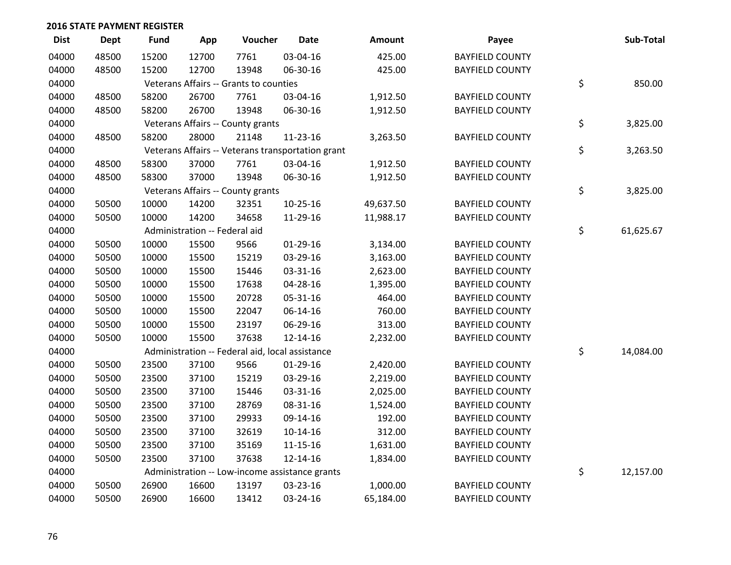**2016 STATE PAYMENT REGISTER**

| Dist | Dept | Fund | App | Voucher | Date | Amount | Payee | Sub-Total |
|---|---|---|---|---|---|---|---|---|
| 04000 | 48500 | 15200 | 12700 | 7761 | 03-04-16 | 425.00 | BAYFIELD COUNTY | |
| 04000 | 48500 | 15200 | 12700 | 13948 | 06-30-16 | 425.00 | BAYFIELD COUNTY | |
| 04000 | | Veterans Affairs -- Grants to counties | | | | | | $ 850.00 |
| 04000 | 48500 | 58200 | 26700 | 7761 | 03-04-16 | 1,912.50 | BAYFIELD COUNTY | |
| 04000 | 48500 | 58200 | 26700 | 13948 | 06-30-16 | 1,912.50 | BAYFIELD COUNTY | |
| 04000 | | Veterans Affairs -- County grants | | | | | | $ 3,825.00 |
| 04000 | 48500 | 58200 | 28000 | 21148 | 11-23-16 | 3,263.50 | BAYFIELD COUNTY | |
| 04000 | | Veterans Affairs -- Veterans transportation grant | | | | | | $ 3,263.50 |
| 04000 | 48500 | 58300 | 37000 | 7761 | 03-04-16 | 1,912.50 | BAYFIELD COUNTY | |
| 04000 | 48500 | 58300 | 37000 | 13948 | 06-30-16 | 1,912.50 | BAYFIELD COUNTY | |
| 04000 | | Veterans Affairs -- County grants | | | | | | $ 3,825.00 |
| 04000 | 50500 | 10000 | 14200 | 32351 | 10-25-16 | 49,637.50 | BAYFIELD COUNTY | |
| 04000 | 50500 | 10000 | 14200 | 34658 | 11-29-16 | 11,988.17 | BAYFIELD COUNTY | |
| 04000 | | Administration -- Federal aid | | | | | | $ 61,625.67 |
| 04000 | 50500 | 10000 | 15500 | 9566 | 01-29-16 | 3,134.00 | BAYFIELD COUNTY | |
| 04000 | 50500 | 10000 | 15500 | 15219 | 03-29-16 | 3,163.00 | BAYFIELD COUNTY | |
| 04000 | 50500 | 10000 | 15500 | 15446 | 03-31-16 | 2,623.00 | BAYFIELD COUNTY | |
| 04000 | 50500 | 10000 | 15500 | 17638 | 04-28-16 | 1,395.00 | BAYFIELD COUNTY | |
| 04000 | 50500 | 10000 | 15500 | 20728 | 05-31-16 | 464.00 | BAYFIELD COUNTY | |
| 04000 | 50500 | 10000 | 15500 | 22047 | 06-14-16 | 760.00 | BAYFIELD COUNTY | |
| 04000 | 50500 | 10000 | 15500 | 23197 | 06-29-16 | 313.00 | BAYFIELD COUNTY | |
| 04000 | 50500 | 10000 | 15500 | 37638 | 12-14-16 | 2,232.00 | BAYFIELD COUNTY | |
| 04000 | | Administration -- Federal aid, local assistance | | | | | | $ 14,084.00 |
| 04000 | 50500 | 23500 | 37100 | 9566 | 01-29-16 | 2,420.00 | BAYFIELD COUNTY | |
| 04000 | 50500 | 23500 | 37100 | 15219 | 03-29-16 | 2,219.00 | BAYFIELD COUNTY | |
| 04000 | 50500 | 23500 | 37100 | 15446 | 03-31-16 | 2,025.00 | BAYFIELD COUNTY | |
| 04000 | 50500 | 23500 | 37100 | 28769 | 08-31-16 | 1,524.00 | BAYFIELD COUNTY | |
| 04000 | 50500 | 23500 | 37100 | 29933 | 09-14-16 | 192.00 | BAYFIELD COUNTY | |
| 04000 | 50500 | 23500 | 37100 | 32619 | 10-14-16 | 312.00 | BAYFIELD COUNTY | |
| 04000 | 50500 | 23500 | 37100 | 35169 | 11-15-16 | 1,631.00 | BAYFIELD COUNTY | |
| 04000 | 50500 | 23500 | 37100 | 37638 | 12-14-16 | 1,834.00 | BAYFIELD COUNTY | |
| 04000 | | Administration -- Low-income assistance grants | | | | | | $ 12,157.00 |
| 04000 | 50500 | 26900 | 16600 | 13197 | 03-23-16 | 1,000.00 | BAYFIELD COUNTY | |
| 04000 | 50500 | 26900 | 16600 | 13412 | 03-24-16 | 65,184.00 | BAYFIELD COUNTY | |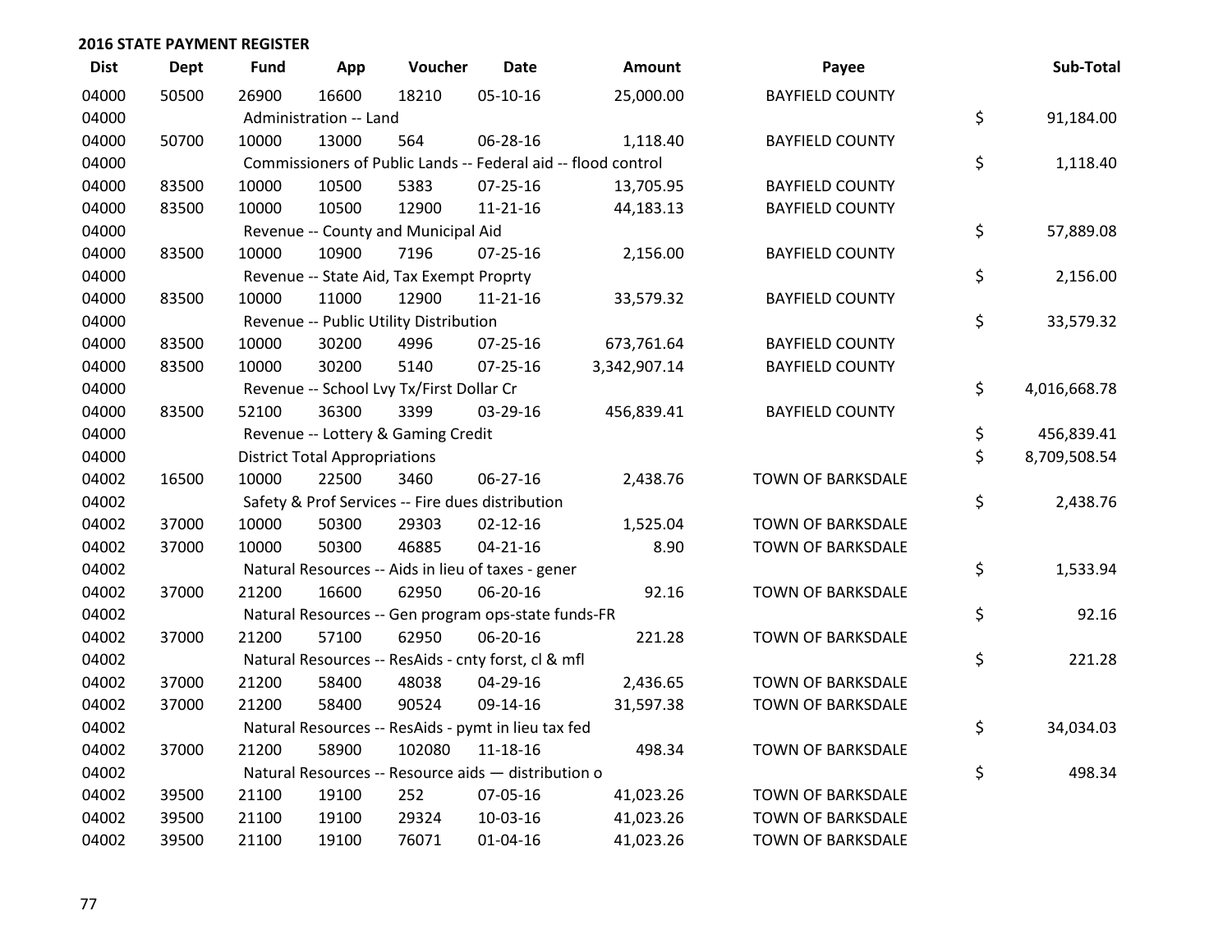## 2016 STATE PAYMENT REGISTER

| Dist | Dept | Fund | App | Voucher | Date | Amount | Payee | Sub-Total |
|---|---|---|---|---|---|---|---|---|
| 04000 | 50500 | 26900 | 16600 | 18210 | 05-10-16 | 25,000.00 | BAYFIELD COUNTY | |
| 04000 | | Administration -- Land | | | | | | $ 91,184.00 |
| 04000 | 50700 | 10000 | 13000 | 564 | 06-28-16 | 1,118.40 | BAYFIELD COUNTY | |
| 04000 | | Commissioners of Public Lands -- Federal aid -- flood control | | | | | | $ 1,118.40 |
| 04000 | 83500 | 10000 | 10500 | 5383 | 07-25-16 | 13,705.95 | BAYFIELD COUNTY | |
| 04000 | 83500 | 10000 | 10500 | 12900 | 11-21-16 | 44,183.13 | BAYFIELD COUNTY | |
| 04000 | | Revenue -- County and Municipal Aid | | | | | | $ 57,889.08 |
| 04000 | 83500 | 10000 | 10900 | 7196 | 07-25-16 | 2,156.00 | BAYFIELD COUNTY | |
| 04000 | | Revenue -- State Aid, Tax Exempt Proprty | | | | | | $ 2,156.00 |
| 04000 | 83500 | 10000 | 11000 | 12900 | 11-21-16 | 33,579.32 | BAYFIELD COUNTY | |
| 04000 | | Revenue -- Public Utility Distribution | | | | | | $ 33,579.32 |
| 04000 | 83500 | 10000 | 30200 | 4996 | 07-25-16 | 673,761.64 | BAYFIELD COUNTY | |
| 04000 | 83500 | 10000 | 30200 | 5140 | 07-25-16 | 3,342,907.14 | BAYFIELD COUNTY | |
| 04000 | | Revenue -- School Lvy Tx/First Dollar Cr | | | | | | $ 4,016,668.78 |
| 04000 | 83500 | 52100 | 36300 | 3399 | 03-29-16 | 456,839.41 | BAYFIELD COUNTY | |
| 04000 | | Revenue -- Lottery & Gaming Credit | | | | | | $ 456,839.41 |
| 04000 | | District Total Appropriations | | | | | | $ 8,709,508.54 |
| 04002 | 16500 | 10000 | 22500 | 3460 | 06-27-16 | 2,438.76 | TOWN OF BARKSDALE | |
| 04002 | | Safety & Prof Services -- Fire dues distribution | | | | | | $ 2,438.76 |
| 04002 | 37000 | 10000 | 50300 | 29303 | 02-12-16 | 1,525.04 | TOWN OF BARKSDALE | |
| 04002 | 37000 | 10000 | 50300 | 46885 | 04-21-16 | 8.90 | TOWN OF BARKSDALE | |
| 04002 | | Natural Resources -- Aids in lieu of taxes - gener | | | | | | $ 1,533.94 |
| 04002 | 37000 | 21200 | 16600 | 62950 | 06-20-16 | 92.16 | TOWN OF BARKSDALE | |
| 04002 | | Natural Resources -- Gen program ops-state funds-FR | | | | | | $ 92.16 |
| 04002 | 37000 | 21200 | 57100 | 62950 | 06-20-16 | 221.28 | TOWN OF BARKSDALE | |
| 04002 | | Natural Resources -- ResAids - cnty forst, cl & mfl | | | | | | $ 221.28 |
| 04002 | 37000 | 21200 | 58400 | 48038 | 04-29-16 | 2,436.65 | TOWN OF BARKSDALE | |
| 04002 | 37000 | 21200 | 58400 | 90524 | 09-14-16 | 31,597.38 | TOWN OF BARKSDALE | |
| 04002 | | Natural Resources -- ResAids - pymt in lieu tax fed | | | | | | $ 34,034.03 |
| 04002 | 37000 | 21200 | 58900 | 102080 | 11-18-16 | 498.34 | TOWN OF BARKSDALE | |
| 04002 | | Natural Resources -- Resource aids — distribution o | | | | | | $ 498.34 |
| 04002 | 39500 | 21100 | 19100 | 252 | 07-05-16 | 41,023.26 | TOWN OF BARKSDALE | |
| 04002 | 39500 | 21100 | 19100 | 29324 | 10-03-16 | 41,023.26 | TOWN OF BARKSDALE | |
| 04002 | 39500 | 21100 | 19100 | 76071 | 01-04-16 | 41,023.26 | TOWN OF BARKSDALE | |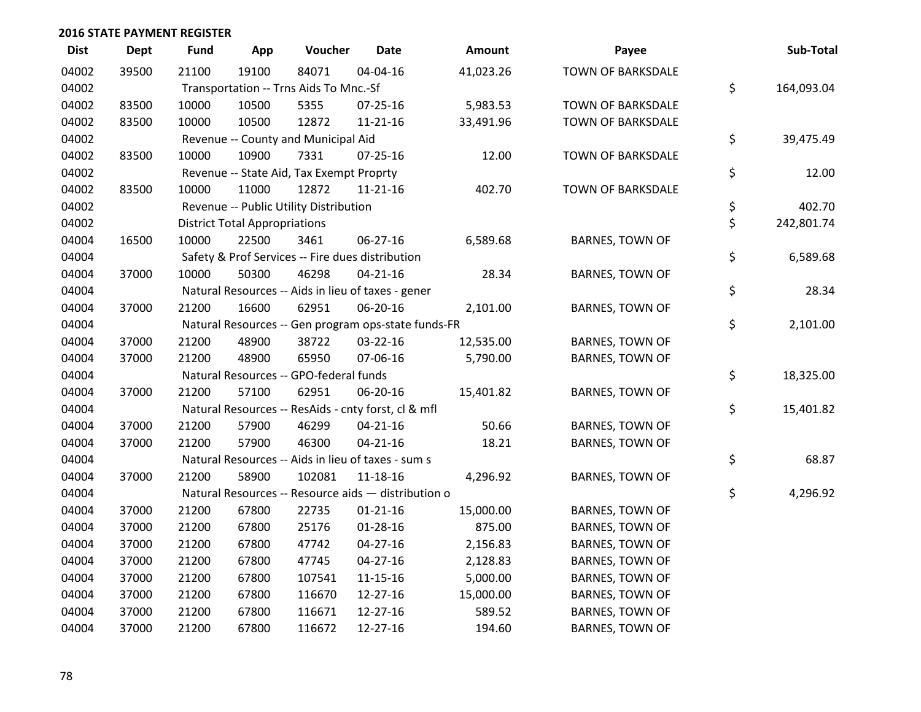## 2016 STATE PAYMENT REGISTER

| Dist | Dept | Fund | App | Voucher | Date | Amount | Payee | Sub-Total |
|---|---|---|---|---|---|---|---|---|
| 04002 | 39500 | 21100 | 19100 | 84071 | 04-04-16 | 41,023.26 | TOWN OF BARKSDALE | |
| 04002 | | Transportation -- Trns Aids To Mnc.-Sf | | | | | | $ 164,093.04 |
| 04002 | 83500 | 10000 | 10500 | 5355 | 07-25-16 | 5,983.53 | TOWN OF BARKSDALE | |
| 04002 | 83500 | 10000 | 10500 | 12872 | 11-21-16 | 33,491.96 | TOWN OF BARKSDALE | |
| 04002 | | Revenue -- County and Municipal Aid | | | | | | $ 39,475.49 |
| 04002 | 83500 | 10000 | 10900 | 7331 | 07-25-16 | 12.00 | TOWN OF BARKSDALE | |
| 04002 | | Revenue -- State Aid, Tax Exempt Proprty | | | | | | $ 12.00 |
| 04002 | 83500 | 10000 | 11000 | 12872 | 11-21-16 | 402.70 | TOWN OF BARKSDALE | |
| 04002 | | Revenue -- Public Utility Distribution | | | | | | $ 402.70 |
| 04002 | | District Total Appropriations | | | | | | $ 242,801.74 |
| 04004 | 16500 | 10000 | 22500 | 3461 | 06-27-16 | 6,589.68 | BARNES, TOWN OF | |
| 04004 | | Safety & Prof Services -- Fire dues distribution | | | | | | $ 6,589.68 |
| 04004 | 37000 | 10000 | 50300 | 46298 | 04-21-16 | 28.34 | BARNES, TOWN OF | |
| 04004 | | Natural Resources -- Aids in lieu of taxes - gener | | | | | | $ 28.34 |
| 04004 | 37000 | 21200 | 16600 | 62951 | 06-20-16 | 2,101.00 | BARNES, TOWN OF | |
| 04004 | | Natural Resources -- Gen program ops-state funds-FR | | | | | | $ 2,101.00 |
| 04004 | 37000 | 21200 | 48900 | 38722 | 03-22-16 | 12,535.00 | BARNES, TOWN OF | |
| 04004 | 37000 | 21200 | 48900 | 65950 | 07-06-16 | 5,790.00 | BARNES, TOWN OF | |
| 04004 | | Natural Resources -- GPO-federal funds | | | | | | $ 18,325.00 |
| 04004 | 37000 | 21200 | 57100 | 62951 | 06-20-16 | 15,401.82 | BARNES, TOWN OF | |
| 04004 | | Natural Resources -- ResAids - cnty forst, cl & mfl | | | | | | $ 15,401.82 |
| 04004 | 37000 | 21200 | 57900 | 46299 | 04-21-16 | 50.66 | BARNES, TOWN OF | |
| 04004 | 37000 | 21200 | 57900 | 46300 | 04-21-16 | 18.21 | BARNES, TOWN OF | |
| 04004 | | Natural Resources -- Aids in lieu of taxes - sum s | | | | | | $ 68.87 |
| 04004 | 37000 | 21200 | 58900 | 102081 | 11-18-16 | 4,296.92 | BARNES, TOWN OF | |
| 04004 | | Natural Resources -- Resource aids — distribution o | | | | | | $ 4,296.92 |
| 04004 | 37000 | 21200 | 67800 | 22735 | 01-21-16 | 15,000.00 | BARNES, TOWN OF | |
| 04004 | 37000 | 21200 | 67800 | 25176 | 01-28-16 | 875.00 | BARNES, TOWN OF | |
| 04004 | 37000 | 21200 | 67800 | 47742 | 04-27-16 | 2,156.83 | BARNES, TOWN OF | |
| 04004 | 37000 | 21200 | 67800 | 47745 | 04-27-16 | 2,128.83 | BARNES, TOWN OF | |
| 04004 | 37000 | 21200 | 67800 | 107541 | 11-15-16 | 5,000.00 | BARNES, TOWN OF | |
| 04004 | 37000 | 21200 | 67800 | 116670 | 12-27-16 | 15,000.00 | BARNES, TOWN OF | |
| 04004 | 37000 | 21200 | 67800 | 116671 | 12-27-16 | 589.52 | BARNES, TOWN OF | |
| 04004 | 37000 | 21200 | 67800 | 116672 | 12-27-16 | 194.60 | BARNES, TOWN OF | |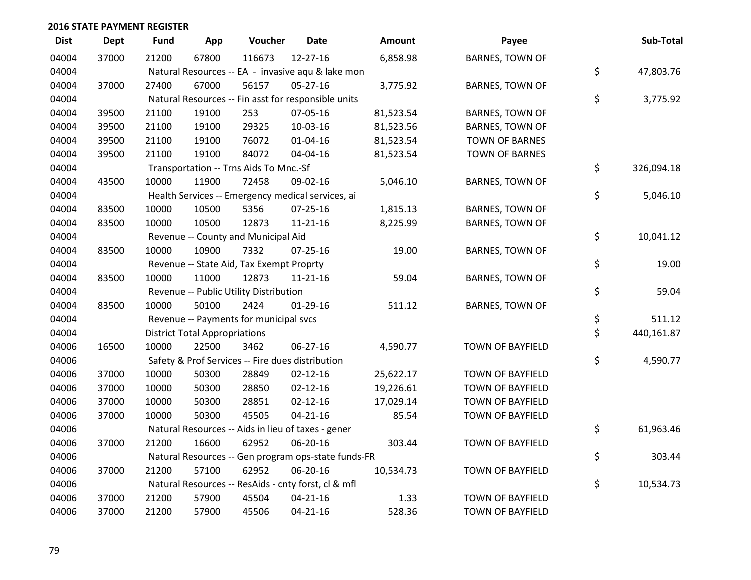## 2016 STATE PAYMENT REGISTER

| Dist | Dept | Fund | App | Voucher | Date | Amount | Payee | Sub-Total |
|---|---|---|---|---|---|---|---|---|
| 04004 | 37000 | 21200 | 67800 | 116673 | 12-27-16 | 6,858.98 | BARNES, TOWN OF | |
| 04004 | | Natural Resources -- EA - invasive aqu & lake mon | | | | | | $ 47,803.76 |
| 04004 | 37000 | 27400 | 67000 | 56157 | 05-27-16 | 3,775.92 | BARNES, TOWN OF | |
| 04004 | | Natural Resources -- Fin asst for responsible units | | | | | | $ 3,775.92 |
| 04004 | 39500 | 21100 | 19100 | 253 | 07-05-16 | 81,523.54 | BARNES, TOWN OF | |
| 04004 | 39500 | 21100 | 19100 | 29325 | 10-03-16 | 81,523.56 | BARNES, TOWN OF | |
| 04004 | 39500 | 21100 | 19100 | 76072 | 01-04-16 | 81,523.54 | TOWN OF BARNES | |
| 04004 | 39500 | 21100 | 19100 | 84072 | 04-04-16 | 81,523.54 | TOWN OF BARNES | |
| 04004 | | Transportation -- Trns Aids To Mnc.-Sf | | | | | | $ 326,094.18 |
| 04004 | 43500 | 10000 | 11900 | 72458 | 09-02-16 | 5,046.10 | BARNES, TOWN OF | |
| 04004 | | Health Services -- Emergency medical services, ai | | | | | | $ 5,046.10 |
| 04004 | 83500 | 10000 | 10500 | 5356 | 07-25-16 | 1,815.13 | BARNES, TOWN OF | |
| 04004 | 83500 | 10000 | 10500 | 12873 | 11-21-16 | 8,225.99 | BARNES, TOWN OF | |
| 04004 | | Revenue -- County and Municipal Aid | | | | | | $ 10,041.12 |
| 04004 | 83500 | 10000 | 10900 | 7332 | 07-25-16 | 19.00 | BARNES, TOWN OF | |
| 04004 | | Revenue -- State Aid, Tax Exempt Proprty | | | | | | $ 19.00 |
| 04004 | 83500 | 10000 | 11000 | 12873 | 11-21-16 | 59.04 | BARNES, TOWN OF | |
| 04004 | | Revenue -- Public Utility Distribution | | | | | | $ 59.04 |
| 04004 | 83500 | 10000 | 50100 | 2424 | 01-29-16 | 511.12 | BARNES, TOWN OF | |
| 04004 | | Revenue -- Payments for municipal svcs | | | | | | $ 511.12 |
| 04004 | | District Total Appropriations | | | | | | $ 440,161.87 |
| 04006 | 16500 | 10000 | 22500 | 3462 | 06-27-16 | 4,590.77 | TOWN OF BAYFIELD | |
| 04006 | | Safety & Prof Services -- Fire dues distribution | | | | | | $ 4,590.77 |
| 04006 | 37000 | 10000 | 50300 | 28849 | 02-12-16 | 25,622.17 | TOWN OF BAYFIELD | |
| 04006 | 37000 | 10000 | 50300 | 28850 | 02-12-16 | 19,226.61 | TOWN OF BAYFIELD | |
| 04006 | 37000 | 10000 | 50300 | 28851 | 02-12-16 | 17,029.14 | TOWN OF BAYFIELD | |
| 04006 | 37000 | 10000 | 50300 | 45505 | 04-21-16 | 85.54 | TOWN OF BAYFIELD | |
| 04006 | | Natural Resources -- Aids in lieu of taxes - gener | | | | | | $ 61,963.46 |
| 04006 | 37000 | 21200 | 16600 | 62952 | 06-20-16 | 303.44 | TOWN OF BAYFIELD | |
| 04006 | | Natural Resources -- Gen program ops-state funds-FR | | | | | | $ 303.44 |
| 04006 | 37000 | 21200 | 57100 | 62952 | 06-20-16 | 10,534.73 | TOWN OF BAYFIELD | |
| 04006 | | Natural Resources -- ResAids - cnty forst, cl & mfl | | | | | | $ 10,534.73 |
| 04006 | 37000 | 21200 | 57900 | 45504 | 04-21-16 | 1.33 | TOWN OF BAYFIELD | |
| 04006 | 37000 | 21200 | 57900 | 45506 | 04-21-16 | 528.36 | TOWN OF BAYFIELD | |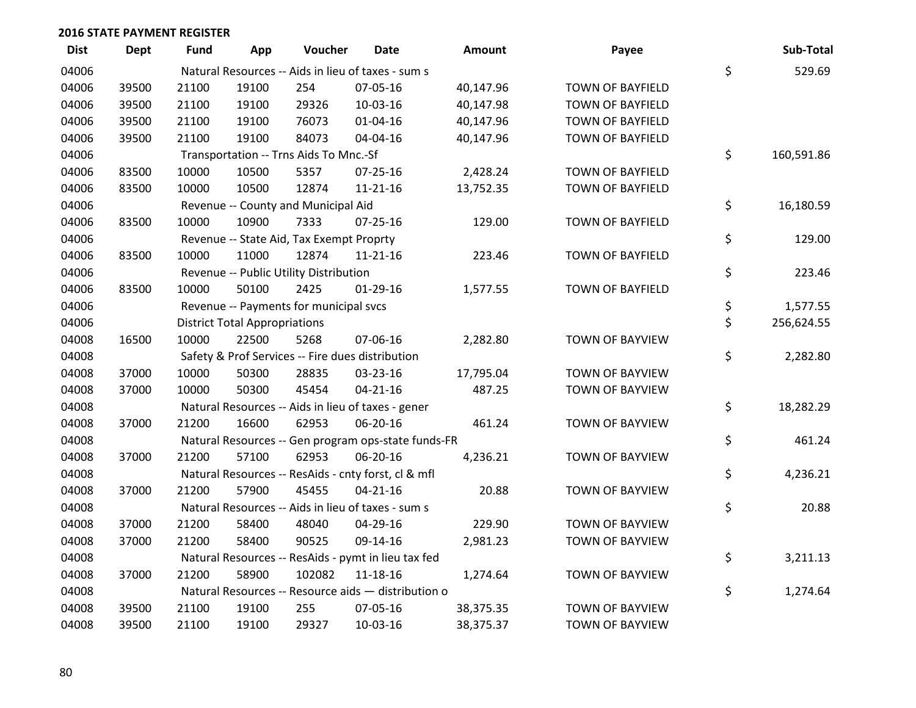## 2016 STATE PAYMENT REGISTER

| Dist | Dept | Fund | App | Voucher | Date | Amount | Payee | Sub-Total |
|---|---|---|---|---|---|---|---|---|
| 04006 | | Natural Resources -- Aids in lieu of taxes - sum s | | | | | | $ 529.69 |
| 04006 | 39500 | 21100 | 19100 | 254 | 07-05-16 | 40,147.96 | TOWN OF BAYFIELD | |
| 04006 | 39500 | 21100 | 19100 | 29326 | 10-03-16 | 40,147.98 | TOWN OF BAYFIELD | |
| 04006 | 39500 | 21100 | 19100 | 76073 | 01-04-16 | 40,147.96 | TOWN OF BAYFIELD | |
| 04006 | 39500 | 21100 | 19100 | 84073 | 04-04-16 | 40,147.96 | TOWN OF BAYFIELD | |
| 04006 | | Transportation -- Trns Aids To Mnc.-Sf | | | | | | $ 160,591.86 |
| 04006 | 83500 | 10000 | 10500 | 5357 | 07-25-16 | 2,428.24 | TOWN OF BAYFIELD | |
| 04006 | 83500 | 10000 | 10500 | 12874 | 11-21-16 | 13,752.35 | TOWN OF BAYFIELD | |
| 04006 | | Revenue -- County and Municipal Aid | | | | | | $ 16,180.59 |
| 04006 | 83500 | 10000 | 10900 | 7333 | 07-25-16 | 129.00 | TOWN OF BAYFIELD | |
| 04006 | | Revenue -- State Aid, Tax Exempt Proprty | | | | | | $ 129.00 |
| 04006 | 83500 | 10000 | 11000 | 12874 | 11-21-16 | 223.46 | TOWN OF BAYFIELD | |
| 04006 | | Revenue -- Public Utility Distribution | | | | | | $ 223.46 |
| 04006 | 83500 | 10000 | 50100 | 2425 | 01-29-16 | 1,577.55 | TOWN OF BAYFIELD | |
| 04006 | | Revenue -- Payments for municipal svcs | | | | | | $ 1,577.55 |
| 04006 | | District Total Appropriations | | | | | | $ 256,624.55 |
| 04008 | 16500 | 10000 | 22500 | 5268 | 07-06-16 | 2,282.80 | TOWN OF BAYVIEW | |
| 04008 | | Safety & Prof Services -- Fire dues distribution | | | | | | $ 2,282.80 |
| 04008 | 37000 | 10000 | 50300 | 28835 | 03-23-16 | 17,795.04 | TOWN OF BAYVIEW | |
| 04008 | 37000 | 10000 | 50300 | 45454 | 04-21-16 | 487.25 | TOWN OF BAYVIEW | |
| 04008 | | Natural Resources -- Aids in lieu of taxes - gener | | | | | | $ 18,282.29 |
| 04008 | 37000 | 21200 | 16600 | 62953 | 06-20-16 | 461.24 | TOWN OF BAYVIEW | |
| 04008 | | Natural Resources -- Gen program ops-state funds-FR | | | | | | $ 461.24 |
| 04008 | 37000 | 21200 | 57100 | 62953 | 06-20-16 | 4,236.21 | TOWN OF BAYVIEW | |
| 04008 | | Natural Resources -- ResAids - cnty forst, cl & mfl | | | | | | $ 4,236.21 |
| 04008 | 37000 | 21200 | 57900 | 45455 | 04-21-16 | 20.88 | TOWN OF BAYVIEW | |
| 04008 | | Natural Resources -- Aids in lieu of taxes - sum s | | | | | | $ 20.88 |
| 04008 | 37000 | 21200 | 58400 | 48040 | 04-29-16 | 229.90 | TOWN OF BAYVIEW | |
| 04008 | 37000 | 21200 | 58400 | 90525 | 09-14-16 | 2,981.23 | TOWN OF BAYVIEW | |
| 04008 | | Natural Resources -- ResAids - pymt in lieu tax fed | | | | | | $ 3,211.13 |
| 04008 | 37000 | 21200 | 58900 | 102082 | 11-18-16 | 1,274.64 | TOWN OF BAYVIEW | |
| 04008 | | Natural Resources -- Resource aids — distribution o | | | | | | $ 1,274.64 |
| 04008 | 39500 | 21100 | 19100 | 255 | 07-05-16 | 38,375.35 | TOWN OF BAYVIEW | |
| 04008 | 39500 | 21100 | 19100 | 29327 | 10-03-16 | 38,375.37 | TOWN OF BAYVIEW | |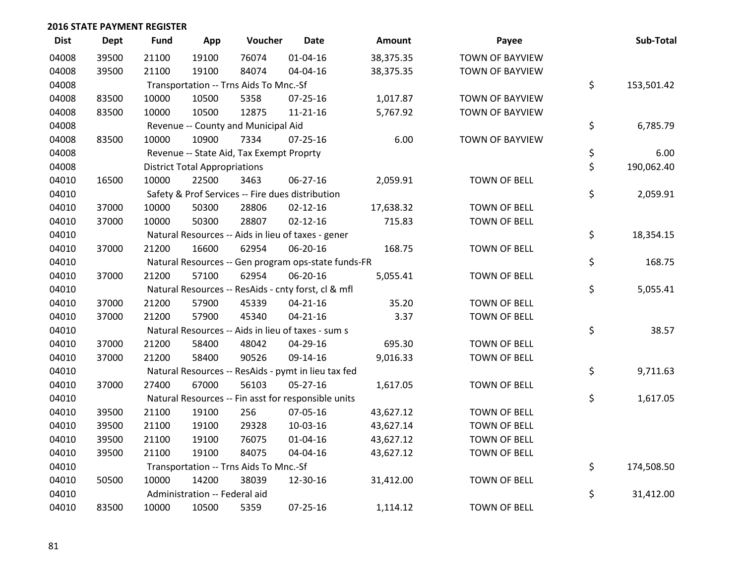**2016 STATE PAYMENT REGISTER**

| Dist | Dept | Fund | App | Voucher | Date | Amount | Payee | Sub-Total |
|---|---|---|---|---|---|---|---|---|
| 04008 | 39500 | 21100 | 19100 | 76074 | 01-04-16 | 38,375.35 | TOWN OF BAYVIEW | |
| 04008 | 39500 | 21100 | 19100 | 84074 | 04-04-16 | 38,375.35 | TOWN OF BAYVIEW | |
| 04008 | | Transportation -- Trns Aids To Mnc.-Sf | | | | | | $ 153,501.42 |
| 04008 | 83500 | 10000 | 10500 | 5358 | 07-25-16 | 1,017.87 | TOWN OF BAYVIEW | |
| 04008 | 83500 | 10000 | 10500 | 12875 | 11-21-16 | 5,767.92 | TOWN OF BAYVIEW | |
| 04008 | | Revenue -- County and Municipal Aid | | | | | | $ 6,785.79 |
| 04008 | 83500 | 10000 | 10900 | 7334 | 07-25-16 | 6.00 | TOWN OF BAYVIEW | |
| 04008 | | Revenue -- State Aid, Tax Exempt Proprty | | | | | | $ 6.00 |
| 04008 | | District Total Appropriations | | | | | | $ 190,062.40 |
| 04010 | 16500 | 10000 | 22500 | 3463 | 06-27-16 | 2,059.91 | TOWN OF BELL | |
| 04010 | | Safety & Prof Services -- Fire dues distribution | | | | | | $ 2,059.91 |
| 04010 | 37000 | 10000 | 50300 | 28806 | 02-12-16 | 17,638.32 | TOWN OF BELL | |
| 04010 | 37000 | 10000 | 50300 | 28807 | 02-12-16 | 715.83 | TOWN OF BELL | |
| 04010 | | Natural Resources -- Aids in lieu of taxes - gener | | | | | | $ 18,354.15 |
| 04010 | 37000 | 21200 | 16600 | 62954 | 06-20-16 | 168.75 | TOWN OF BELL | |
| 04010 | | Natural Resources -- Gen program ops-state funds-FR | | | | | | $ 168.75 |
| 04010 | 37000 | 21200 | 57100 | 62954 | 06-20-16 | 5,055.41 | TOWN OF BELL | |
| 04010 | | Natural Resources -- ResAids - cnty forst, cl & mfl | | | | | | $ 5,055.41 |
| 04010 | 37000 | 21200 | 57900 | 45339 | 04-21-16 | 35.20 | TOWN OF BELL | |
| 04010 | 37000 | 21200 | 57900 | 45340 | 04-21-16 | 3.37 | TOWN OF BELL | |
| 04010 | | Natural Resources -- Aids in lieu of taxes - sum s | | | | | | $ 38.57 |
| 04010 | 37000 | 21200 | 58400 | 48042 | 04-29-16 | 695.30 | TOWN OF BELL | |
| 04010 | 37000 | 21200 | 58400 | 90526 | 09-14-16 | 9,016.33 | TOWN OF BELL | |
| 04010 | | Natural Resources -- ResAids - pymt in lieu tax fed | | | | | | $ 9,711.63 |
| 04010 | 37000 | 27400 | 67000 | 56103 | 05-27-16 | 1,617.05 | TOWN OF BELL | |
| 04010 | | Natural Resources -- Fin asst for responsible units | | | | | | $ 1,617.05 |
| 04010 | 39500 | 21100 | 19100 | 256 | 07-05-16 | 43,627.12 | TOWN OF BELL | |
| 04010 | 39500 | 21100 | 19100 | 29328 | 10-03-16 | 43,627.14 | TOWN OF BELL | |
| 04010 | 39500 | 21100 | 19100 | 76075 | 01-04-16 | 43,627.12 | TOWN OF BELL | |
| 04010 | 39500 | 21100 | 19100 | 84075 | 04-04-16 | 43,627.12 | TOWN OF BELL | |
| 04010 | | Transportation -- Trns Aids To Mnc.-Sf | | | | | | $ 174,508.50 |
| 04010 | 50500 | 10000 | 14200 | 38039 | 12-30-16 | 31,412.00 | TOWN OF BELL | |
| 04010 | | Administration -- Federal aid | | | | | | $ 31,412.00 |
| 04010 | 83500 | 10000 | 10500 | 5359 | 07-25-16 | 1,114.12 | TOWN OF BELL | |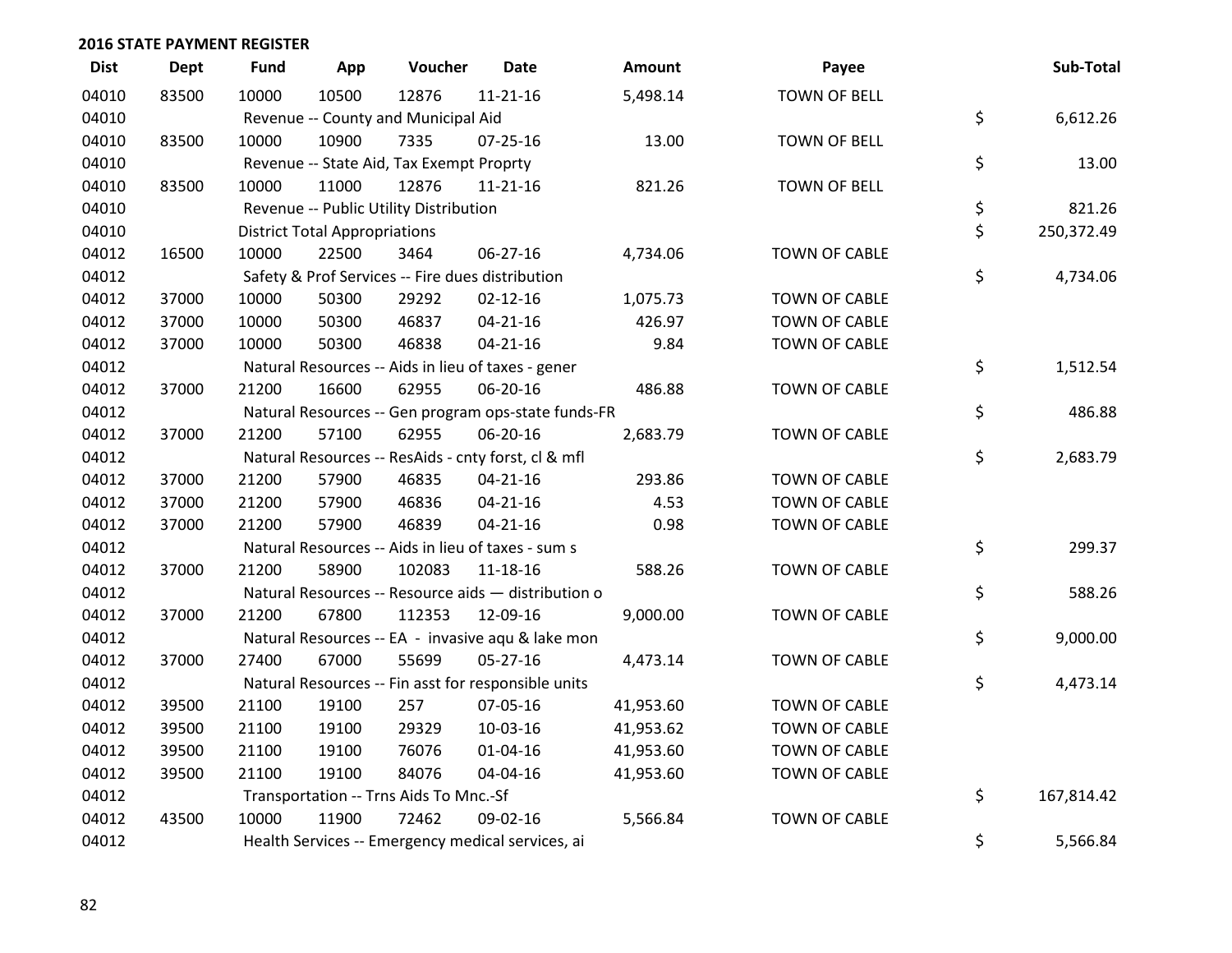## 2016 STATE PAYMENT REGISTER

| Dist | Dept | Fund | App | Voucher | Date | Amount | Payee | Sub-Total |
|---|---|---|---|---|---|---|---|---|
| 04010 | 83500 | 10000 | 10500 | 12876 | 11-21-16 | 5,498.14 | TOWN OF BELL | |
| 04010 | | Revenue -- County and Municipal Aid | | | | | | $ 6,612.26 |
| 04010 | 83500 | 10000 | 10900 | 7335 | 07-25-16 | 13.00 | TOWN OF BELL | |
| 04010 | | Revenue -- State Aid, Tax Exempt Proprty | | | | | | $ 13.00 |
| 04010 | 83500 | 10000 | 11000 | 12876 | 11-21-16 | 821.26 | TOWN OF BELL | |
| 04010 | | Revenue -- Public Utility Distribution | | | | | | $ 821.26 |
| 04010 | | District Total Appropriations | | | | | | $ 250,372.49 |
| 04012 | 16500 | 10000 | 22500 | 3464 | 06-27-16 | 4,734.06 | TOWN OF CABLE | |
| 04012 | | Safety & Prof Services -- Fire dues distribution | | | | | | $ 4,734.06 |
| 04012 | 37000 | 10000 | 50300 | 29292 | 02-12-16 | 1,075.73 | TOWN OF CABLE | |
| 04012 | 37000 | 10000 | 50300 | 46837 | 04-21-16 | 426.97 | TOWN OF CABLE | |
| 04012 | 37000 | 10000 | 50300 | 46838 | 04-21-16 | 9.84 | TOWN OF CABLE | |
| 04012 | | Natural Resources -- Aids in lieu of taxes - gener | | | | | | $ 1,512.54 |
| 04012 | 37000 | 21200 | 16600 | 62955 | 06-20-16 | 486.88 | TOWN OF CABLE | |
| 04012 | | Natural Resources -- Gen program ops-state funds-FR | | | | | | $ 486.88 |
| 04012 | 37000 | 21200 | 57100 | 62955 | 06-20-16 | 2,683.79 | TOWN OF CABLE | |
| 04012 | | Natural Resources -- ResAids - cnty forst, cl & mfl | | | | | | $ 2,683.79 |
| 04012 | 37000 | 21200 | 57900 | 46835 | 04-21-16 | 293.86 | TOWN OF CABLE | |
| 04012 | 37000 | 21200 | 57900 | 46836 | 04-21-16 | 4.53 | TOWN OF CABLE | |
| 04012 | 37000 | 21200 | 57900 | 46839 | 04-21-16 | 0.98 | TOWN OF CABLE | |
| 04012 | | Natural Resources -- Aids in lieu of taxes - sum s | | | | | | $ 299.37 |
| 04012 | 37000 | 21200 | 58900 | 102083 | 11-18-16 | 588.26 | TOWN OF CABLE | |
| 04012 | | Natural Resources -- Resource aids — distribution o | | | | | | $ 588.26 |
| 04012 | 37000 | 21200 | 67800 | 112353 | 12-09-16 | 9,000.00 | TOWN OF CABLE | |
| 04012 | | Natural Resources -- EA - invasive aqu & lake mon | | | | | | $ 9,000.00 |
| 04012 | 37000 | 27400 | 67000 | 55699 | 05-27-16 | 4,473.14 | TOWN OF CABLE | |
| 04012 | | Natural Resources -- Fin asst for responsible units | | | | | | $ 4,473.14 |
| 04012 | 39500 | 21100 | 19100 | 257 | 07-05-16 | 41,953.60 | TOWN OF CABLE | |
| 04012 | 39500 | 21100 | 19100 | 29329 | 10-03-16 | 41,953.62 | TOWN OF CABLE | |
| 04012 | 39500 | 21100 | 19100 | 76076 | 01-04-16 | 41,953.60 | TOWN OF CABLE | |
| 04012 | 39500 | 21100 | 19100 | 84076 | 04-04-16 | 41,953.60 | TOWN OF CABLE | |
| 04012 | | Transportation -- Trns Aids To Mnc.-Sf | | | | | | $ 167,814.42 |
| 04012 | 43500 | 10000 | 11900 | 72462 | 09-02-16 | 5,566.84 | TOWN OF CABLE | |
| 04012 | | Health Services -- Emergency medical services, ai | | | | | | $ 5,566.84 |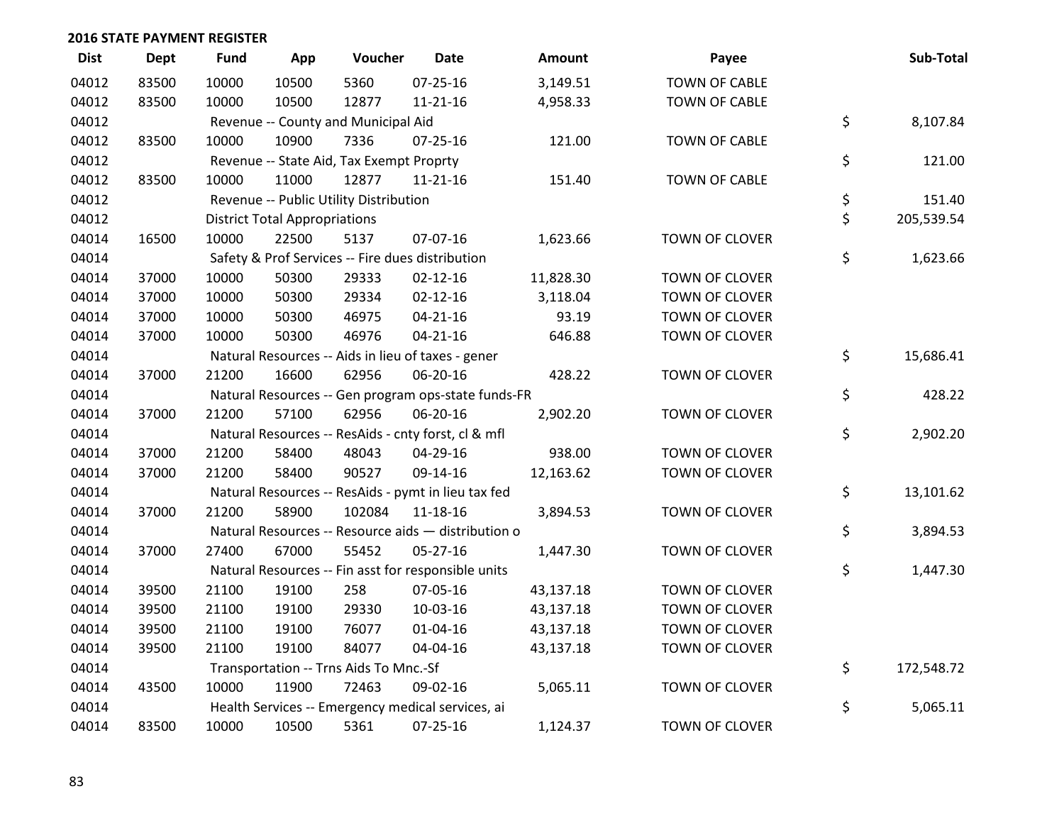## 2016 STATE PAYMENT REGISTER

| Dist | Dept | Fund | App | Voucher | Date | Amount | Payee | Sub-Total |
|---|---|---|---|---|---|---|---|---|
| 04012 | 83500 | 10000 | 10500 | 5360 | 07-25-16 | 3,149.51 | TOWN OF CABLE | |
| 04012 | 83500 | 10000 | 10500 | 12877 | 11-21-16 | 4,958.33 | TOWN OF CABLE | |
| 04012 | | Revenue -- County and Municipal Aid | | | | | | $ 8,107.84 |
| 04012 | 83500 | 10000 | 10900 | 7336 | 07-25-16 | 121.00 | TOWN OF CABLE | |
| 04012 | | Revenue -- State Aid, Tax Exempt Proprty | | | | | | $ 121.00 |
| 04012 | 83500 | 10000 | 11000 | 12877 | 11-21-16 | 151.40 | TOWN OF CABLE | |
| 04012 | | Revenue -- Public Utility Distribution | | | | | | $ 151.40 |
| 04012 | | District Total Appropriations | | | | | | $ 205,539.54 |
| 04014 | 16500 | 10000 | 22500 | 5137 | 07-07-16 | 1,623.66 | TOWN OF CLOVER | |
| 04014 | | Safety & Prof Services -- Fire dues distribution | | | | | | $ 1,623.66 |
| 04014 | 37000 | 10000 | 50300 | 29333 | 02-12-16 | 11,828.30 | TOWN OF CLOVER | |
| 04014 | 37000 | 10000 | 50300 | 29334 | 02-12-16 | 3,118.04 | TOWN OF CLOVER | |
| 04014 | 37000 | 10000 | 50300 | 46975 | 04-21-16 | 93.19 | TOWN OF CLOVER | |
| 04014 | 37000 | 10000 | 50300 | 46976 | 04-21-16 | 646.88 | TOWN OF CLOVER | |
| 04014 | | Natural Resources -- Aids in lieu of taxes - gener | | | | | | $ 15,686.41 |
| 04014 | 37000 | 21200 | 16600 | 62956 | 06-20-16 | 428.22 | TOWN OF CLOVER | |
| 04014 | | Natural Resources -- Gen program ops-state funds-FR | | | | | | $ 428.22 |
| 04014 | 37000 | 21200 | 57100 | 62956 | 06-20-16 | 2,902.20 | TOWN OF CLOVER | |
| 04014 | | Natural Resources -- ResAids - cnty forst, cl & mfl | | | | | | $ 2,902.20 |
| 04014 | 37000 | 21200 | 58400 | 48043 | 04-29-16 | 938.00 | TOWN OF CLOVER | |
| 04014 | 37000 | 21200 | 58400 | 90527 | 09-14-16 | 12,163.62 | TOWN OF CLOVER | |
| 04014 | | Natural Resources -- ResAids - pymt in lieu tax fed | | | | | | $ 13,101.62 |
| 04014 | 37000 | 21200 | 58900 | 102084 | 11-18-16 | 3,894.53 | TOWN OF CLOVER | |
| 04014 | | Natural Resources -- Resource aids — distribution o | | | | | | $ 3,894.53 |
| 04014 | 37000 | 27400 | 67000 | 55452 | 05-27-16 | 1,447.30 | TOWN OF CLOVER | |
| 04014 | | Natural Resources -- Fin asst for responsible units | | | | | | $ 1,447.30 |
| 04014 | 39500 | 21100 | 19100 | 258 | 07-05-16 | 43,137.18 | TOWN OF CLOVER | |
| 04014 | 39500 | 21100 | 19100 | 29330 | 10-03-16 | 43,137.18 | TOWN OF CLOVER | |
| 04014 | 39500 | 21100 | 19100 | 76077 | 01-04-16 | 43,137.18 | TOWN OF CLOVER | |
| 04014 | 39500 | 21100 | 19100 | 84077 | 04-04-16 | 43,137.18 | TOWN OF CLOVER | |
| 04014 | | Transportation -- Trns Aids To Mnc.-Sf | | | | | | $ 172,548.72 |
| 04014 | 43500 | 10000 | 11900 | 72463 | 09-02-16 | 5,065.11 | TOWN OF CLOVER | |
| 04014 | | Health Services -- Emergency medical services, ai | | | | | | $ 5,065.11 |
| 04014 | 83500 | 10000 | 10500 | 5361 | 07-25-16 | 1,124.37 | TOWN OF CLOVER | |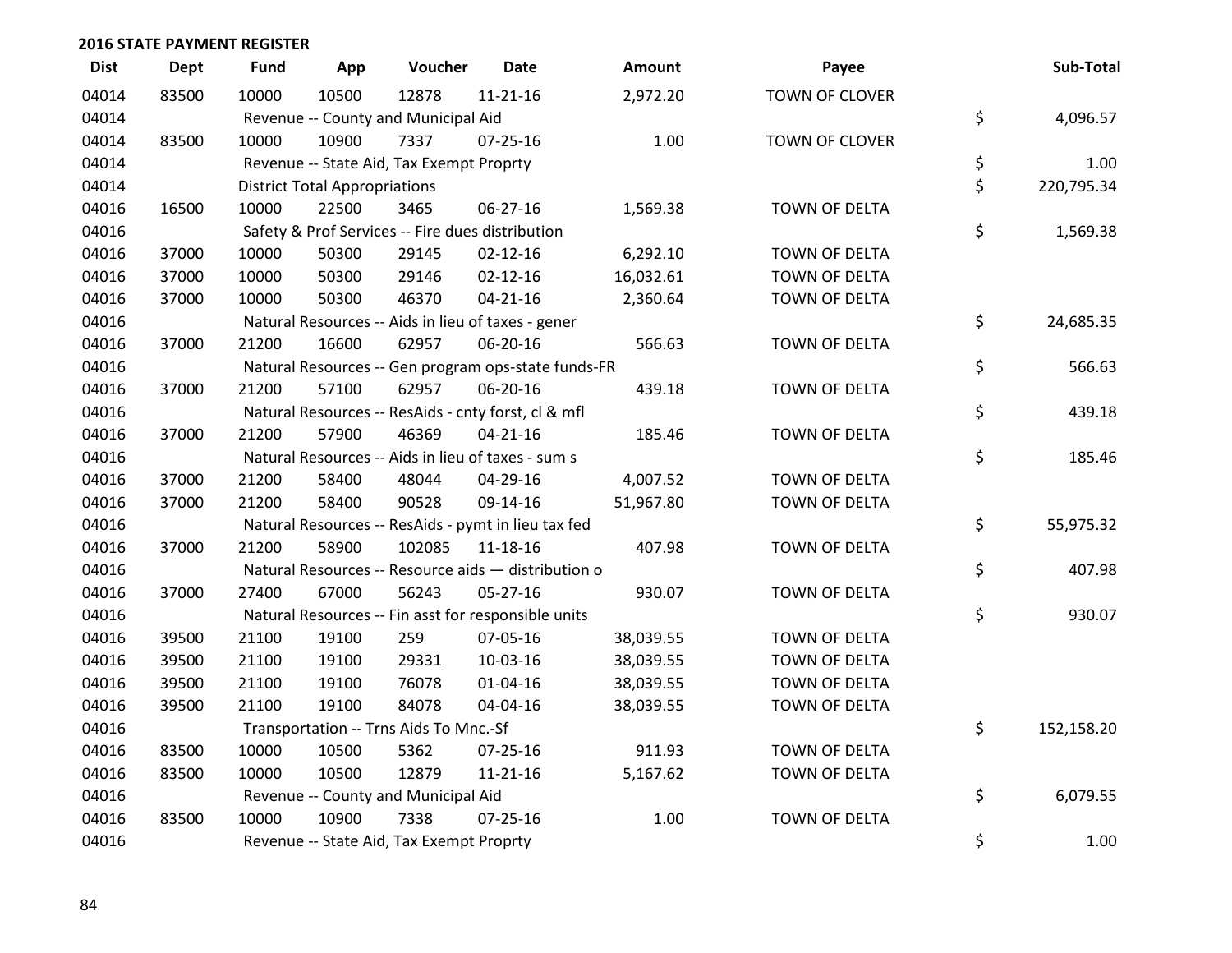## 2016 STATE PAYMENT REGISTER

| Dist | Dept | Fund | App | Voucher | Date | Amount | Payee | Sub-Total |
|---|---|---|---|---|---|---|---|---|
| 04014 | 83500 | 10000 | 10500 | 12878 | 11-21-16 | 2,972.20 | TOWN OF CLOVER | |
| 04014 | | Revenue -- County and Municipal Aid | | | | | | $ 4,096.57 |
| 04014 | 83500 | 10000 | 10900 | 7337 | 07-25-16 | 1.00 | TOWN OF CLOVER | |
| 04014 | | Revenue -- State Aid, Tax Exempt Proprty | | | | | | $ 1.00 |
| 04014 | | District Total Appropriations | | | | | | $ 220,795.34 |
| 04016 | 16500 | 10000 | 22500 | 3465 | 06-27-16 | 1,569.38 | TOWN OF DELTA | |
| 04016 | | Safety & Prof Services -- Fire dues distribution | | | | | | $ 1,569.38 |
| 04016 | 37000 | 10000 | 50300 | 29145 | 02-12-16 | 6,292.10 | TOWN OF DELTA | |
| 04016 | 37000 | 10000 | 50300 | 29146 | 02-12-16 | 16,032.61 | TOWN OF DELTA | |
| 04016 | 37000 | 10000 | 50300 | 46370 | 04-21-16 | 2,360.64 | TOWN OF DELTA | |
| 04016 | | Natural Resources -- Aids in lieu of taxes - gener | | | | | | $ 24,685.35 |
| 04016 | 37000 | 21200 | 16600 | 62957 | 06-20-16 | 566.63 | TOWN OF DELTA | |
| 04016 | | Natural Resources -- Gen program ops-state funds-FR | | | | | | $ 566.63 |
| 04016 | 37000 | 21200 | 57100 | 62957 | 06-20-16 | 439.18 | TOWN OF DELTA | |
| 04016 | | Natural Resources -- ResAids - cnty forst, cl & mfl | | | | | | $ 439.18 |
| 04016 | 37000 | 21200 | 57900 | 46369 | 04-21-16 | 185.46 | TOWN OF DELTA | |
| 04016 | | Natural Resources -- Aids in lieu of taxes - sum s | | | | | | $ 185.46 |
| 04016 | 37000 | 21200 | 58400 | 48044 | 04-29-16 | 4,007.52 | TOWN OF DELTA | |
| 04016 | 37000 | 21200 | 58400 | 90528 | 09-14-16 | 51,967.80 | TOWN OF DELTA | |
| 04016 | | Natural Resources -- ResAids - pymt in lieu tax fed | | | | | | $ 55,975.32 |
| 04016 | 37000 | 21200 | 58900 | 102085 | 11-18-16 | 407.98 | TOWN OF DELTA | |
| 04016 | | Natural Resources -- Resource aids — distribution o | | | | | | $ 407.98 |
| 04016 | 37000 | 27400 | 67000 | 56243 | 05-27-16 | 930.07 | TOWN OF DELTA | |
| 04016 | | Natural Resources -- Fin asst for responsible units | | | | | | $ 930.07 |
| 04016 | 39500 | 21100 | 19100 | 259 | 07-05-16 | 38,039.55 | TOWN OF DELTA | |
| 04016 | 39500 | 21100 | 19100 | 29331 | 10-03-16 | 38,039.55 | TOWN OF DELTA | |
| 04016 | 39500 | 21100 | 19100 | 76078 | 01-04-16 | 38,039.55 | TOWN OF DELTA | |
| 04016 | 39500 | 21100 | 19100 | 84078 | 04-04-16 | 38,039.55 | TOWN OF DELTA | |
| 04016 | | Transportation -- Trns Aids To Mnc.-Sf | | | | | | $ 152,158.20 |
| 04016 | 83500 | 10000 | 10500 | 5362 | 07-25-16 | 911.93 | TOWN OF DELTA | |
| 04016 | 83500 | 10000 | 10500 | 12879 | 11-21-16 | 5,167.62 | TOWN OF DELTA | |
| 04016 | | Revenue -- County and Municipal Aid | | | | | | $ 6,079.55 |
| 04016 | 83500 | 10000 | 10900 | 7338 | 07-25-16 | 1.00 | TOWN OF DELTA | |
| 04016 | | Revenue -- State Aid, Tax Exempt Proprty | | | | | | $ 1.00 |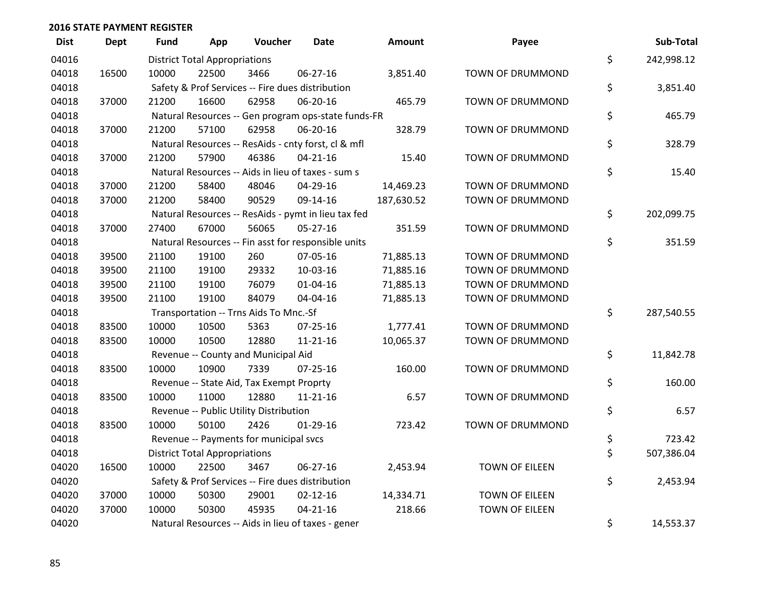## 2016 STATE PAYMENT REGISTER

| Dist | Dept | Fund | App | Voucher | Date | Amount | Payee | Sub-Total |
|---|---|---|---|---|---|---|---|---|
| 04016 | | District Total Appropriations | | | | | | $ 242,998.12 |
| 04018 | 16500 | 10000 | 22500 | 3466 | 06-27-16 | 3,851.40 | TOWN OF DRUMMOND | |
| 04018 | | Safety & Prof Services -- Fire dues distribution | | | | | | $ 3,851.40 |
| 04018 | 37000 | 21200 | 16600 | 62958 | 06-20-16 | 465.79 | TOWN OF DRUMMOND | |
| 04018 | | Natural Resources -- Gen program ops-state funds-FR | | | | | | $ 465.79 |
| 04018 | 37000 | 21200 | 57100 | 62958 | 06-20-16 | 328.79 | TOWN OF DRUMMOND | |
| 04018 | | Natural Resources -- ResAids - cnty forst, cl & mfl | | | | | | $ 328.79 |
| 04018 | 37000 | 21200 | 57900 | 46386 | 04-21-16 | 15.40 | TOWN OF DRUMMOND | |
| 04018 | | Natural Resources -- Aids in lieu of taxes - sum s | | | | | | $ 15.40 |
| 04018 | 37000 | 21200 | 58400 | 48046 | 04-29-16 | 14,469.23 | TOWN OF DRUMMOND | |
| 04018 | 37000 | 21200 | 58400 | 90529 | 09-14-16 | 187,630.52 | TOWN OF DRUMMOND | |
| 04018 | | Natural Resources -- ResAids - pymt in lieu tax fed | | | | | | $ 202,099.75 |
| 04018 | 37000 | 27400 | 67000 | 56065 | 05-27-16 | 351.59 | TOWN OF DRUMMOND | |
| 04018 | | Natural Resources -- Fin asst for responsible units | | | | | | $ 351.59 |
| 04018 | 39500 | 21100 | 19100 | 260 | 07-05-16 | 71,885.13 | TOWN OF DRUMMOND | |
| 04018 | 39500 | 21100 | 19100 | 29332 | 10-03-16 | 71,885.16 | TOWN OF DRUMMOND | |
| 04018 | 39500 | 21100 | 19100 | 76079 | 01-04-16 | 71,885.13 | TOWN OF DRUMMOND | |
| 04018 | 39500 | 21100 | 19100 | 84079 | 04-04-16 | 71,885.13 | TOWN OF DRUMMOND | |
| 04018 | | Transportation -- Trns Aids To Mnc.-Sf | | | | | | $ 287,540.55 |
| 04018 | 83500 | 10000 | 10500 | 5363 | 07-25-16 | 1,777.41 | TOWN OF DRUMMOND | |
| 04018 | 83500 | 10000 | 10500 | 12880 | 11-21-16 | 10,065.37 | TOWN OF DRUMMOND | |
| 04018 | | Revenue -- County and Municipal Aid | | | | | | $ 11,842.78 |
| 04018 | 83500 | 10000 | 10900 | 7339 | 07-25-16 | 160.00 | TOWN OF DRUMMOND | |
| 04018 | | Revenue -- State Aid, Tax Exempt Proprty | | | | | | $ 160.00 |
| 04018 | 83500 | 10000 | 11000 | 12880 | 11-21-16 | 6.57 | TOWN OF DRUMMOND | |
| 04018 | | Revenue -- Public Utility Distribution | | | | | | $ 6.57 |
| 04018 | 83500 | 10000 | 50100 | 2426 | 01-29-16 | 723.42 | TOWN OF DRUMMOND | |
| 04018 | | Revenue -- Payments for municipal svcs | | | | | | $ 723.42 |
| 04018 | | District Total Appropriations | | | | | | $ 507,386.04 |
| 04020 | 16500 | 10000 | 22500 | 3467 | 06-27-16 | 2,453.94 | TOWN OF EILEEN | |
| 04020 | | Safety & Prof Services -- Fire dues distribution | | | | | | $ 2,453.94 |
| 04020 | 37000 | 10000 | 50300 | 29001 | 02-12-16 | 14,334.71 | TOWN OF EILEEN | |
| 04020 | 37000 | 10000 | 50300 | 45935 | 04-21-16 | 218.66 | TOWN OF EILEEN | |
| 04020 | | Natural Resources -- Aids in lieu of taxes - gener | | | | | | $ 14,553.37 |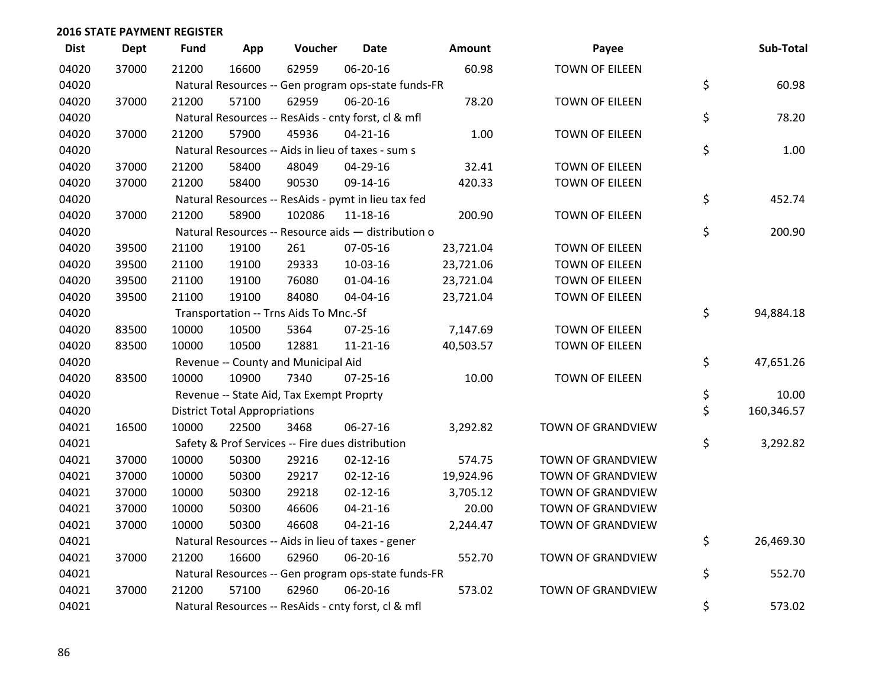## 2016 STATE PAYMENT REGISTER

| Dist | Dept | Fund | App | Voucher | Date | Amount | Payee | | Sub-Total |
|---|---|---|---|---|---|---|---|---|---|
| 04020 | 37000 | 21200 | 16600 | 62959 | 06-20-16 | 60.98 | TOWN OF EILEEN | | |
| 04020 | | Natural Resources -- Gen program ops-state funds-FR | | | | | | $ | 60.98 |
| 04020 | 37000 | 21200 | 57100 | 62959 | 06-20-16 | 78.20 | TOWN OF EILEEN | | |
| 04020 | | Natural Resources -- ResAids - cnty forst, cl & mfl | | | | | | $ | 78.20 |
| 04020 | 37000 | 21200 | 57900 | 45936 | 04-21-16 | 1.00 | TOWN OF EILEEN | | |
| 04020 | | Natural Resources -- Aids in lieu of taxes - sum s | | | | | | $ | 1.00 |
| 04020 | 37000 | 21200 | 58400 | 48049 | 04-29-16 | 32.41 | TOWN OF EILEEN | | |
| 04020 | 37000 | 21200 | 58400 | 90530 | 09-14-16 | 420.33 | TOWN OF EILEEN | | |
| 04020 | | Natural Resources -- ResAids - pymt in lieu tax fed | | | | | | $ | 452.74 |
| 04020 | 37000 | 21200 | 58900 | 102086 | 11-18-16 | 200.90 | TOWN OF EILEEN | | |
| 04020 | | Natural Resources -- Resource aids — distribution o | | | | | | $ | 200.90 |
| 04020 | 39500 | 21100 | 19100 | 261 | 07-05-16 | 23,721.04 | TOWN OF EILEEN | | |
| 04020 | 39500 | 21100 | 19100 | 29333 | 10-03-16 | 23,721.06 | TOWN OF EILEEN | | |
| 04020 | 39500 | 21100 | 19100 | 76080 | 01-04-16 | 23,721.04 | TOWN OF EILEEN | | |
| 04020 | 39500 | 21100 | 19100 | 84080 | 04-04-16 | 23,721.04 | TOWN OF EILEEN | | |
| 04020 | | Transportation -- Trns Aids To Mnc.-Sf | | | | | | $ | 94,884.18 |
| 04020 | 83500 | 10000 | 10500 | 5364 | 07-25-16 | 7,147.69 | TOWN OF EILEEN | | |
| 04020 | 83500 | 10000 | 10500 | 12881 | 11-21-16 | 40,503.57 | TOWN OF EILEEN | | |
| 04020 | | Revenue -- County and Municipal Aid | | | | | | $ | 47,651.26 |
| 04020 | 83500 | 10000 | 10900 | 7340 | 07-25-16 | 10.00 | TOWN OF EILEEN | | |
| 04020 | | Revenue -- State Aid, Tax Exempt Proprty | | | | | | $ | 10.00 |
| 04020 | | District Total Appropriations | | | | | | $ | 160,346.57 |
| 04021 | 16500 | 10000 | 22500 | 3468 | 06-27-16 | 3,292.82 | TOWN OF GRANDVIEW | | |
| 04021 | | Safety & Prof Services -- Fire dues distribution | | | | | | $ | 3,292.82 |
| 04021 | 37000 | 10000 | 50300 | 29216 | 02-12-16 | 574.75 | TOWN OF GRANDVIEW | | |
| 04021 | 37000 | 10000 | 50300 | 29217 | 02-12-16 | 19,924.96 | TOWN OF GRANDVIEW | | |
| 04021 | 37000 | 10000 | 50300 | 29218 | 02-12-16 | 3,705.12 | TOWN OF GRANDVIEW | | |
| 04021 | 37000 | 10000 | 50300 | 46606 | 04-21-16 | 20.00 | TOWN OF GRANDVIEW | | |
| 04021 | 37000 | 10000 | 50300 | 46608 | 04-21-16 | 2,244.47 | TOWN OF GRANDVIEW | | |
| 04021 | | Natural Resources -- Aids in lieu of taxes - gener | | | | | | $ | 26,469.30 |
| 04021 | 37000 | 21200 | 16600 | 62960 | 06-20-16 | 552.70 | TOWN OF GRANDVIEW | | |
| 04021 | | Natural Resources -- Gen program ops-state funds-FR | | | | | | $ | 552.70 |
| 04021 | 37000 | 21200 | 57100 | 62960 | 06-20-16 | 573.02 | TOWN OF GRANDVIEW | | |
| 04021 | | Natural Resources -- ResAids - cnty forst, cl & mfl | | | | | | $ | 573.02 |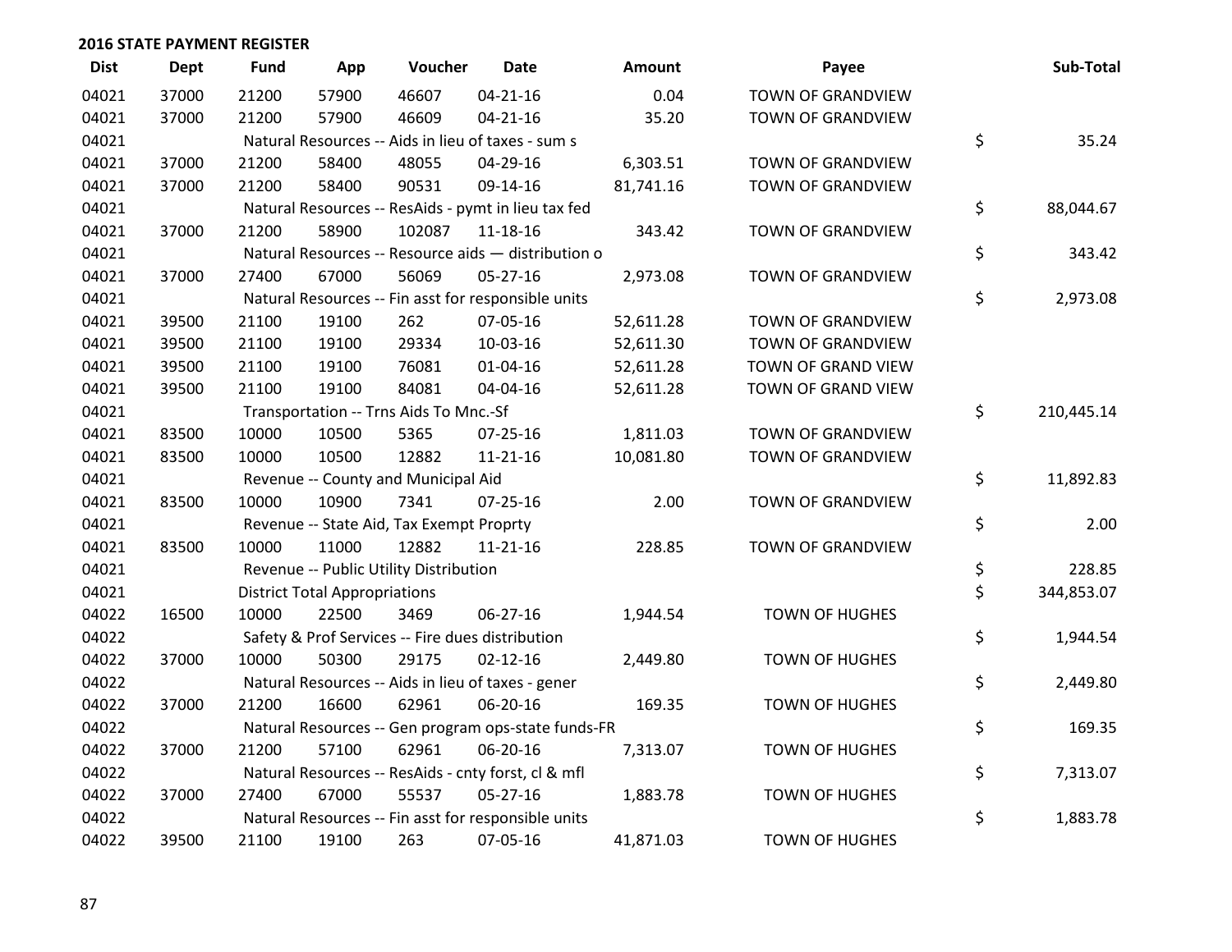## 2016 STATE PAYMENT REGISTER

| Dist | Dept | Fund | App | Voucher | Date | Amount | Payee | Sub-Total |
|---|---|---|---|---|---|---|---|---|
| 04021 | 37000 | 21200 | 57900 | 46607 | 04-21-16 | 0.04 | TOWN OF GRANDVIEW | |
| 04021 | 37000 | 21200 | 57900 | 46609 | 04-21-16 | 35.20 | TOWN OF GRANDVIEW | |
| 04021 | | Natural Resources -- Aids in lieu of taxes - sum s | | | | | | $ 35.24 |
| 04021 | 37000 | 21200 | 58400 | 48055 | 04-29-16 | 6,303.51 | TOWN OF GRANDVIEW | |
| 04021 | 37000 | 21200 | 58400 | 90531 | 09-14-16 | 81,741.16 | TOWN OF GRANDVIEW | |
| 04021 | | Natural Resources -- ResAids - pymt in lieu tax fed | | | | | | $ 88,044.67 |
| 04021 | 37000 | 21200 | 58900 | 102087 | 11-18-16 | 343.42 | TOWN OF GRANDVIEW | |
| 04021 | | Natural Resources -- Resource aids — distribution o | | | | | | $ 343.42 |
| 04021 | 37000 | 27400 | 67000 | 56069 | 05-27-16 | 2,973.08 | TOWN OF GRANDVIEW | |
| 04021 | | Natural Resources -- Fin asst for responsible units | | | | | | $ 2,973.08 |
| 04021 | 39500 | 21100 | 19100 | 262 | 07-05-16 | 52,611.28 | TOWN OF GRANDVIEW | |
| 04021 | 39500 | 21100 | 19100 | 29334 | 10-03-16 | 52,611.30 | TOWN OF GRANDVIEW | |
| 04021 | 39500 | 21100 | 19100 | 76081 | 01-04-16 | 52,611.28 | TOWN OF GRAND VIEW | |
| 04021 | 39500 | 21100 | 19100 | 84081 | 04-04-16 | 52,611.28 | TOWN OF GRAND VIEW | |
| 04021 | | Transportation -- Trns Aids To Mnc.-Sf | | | | | | $ 210,445.14 |
| 04021 | 83500 | 10000 | 10500 | 5365 | 07-25-16 | 1,811.03 | TOWN OF GRANDVIEW | |
| 04021 | 83500 | 10000 | 10500 | 12882 | 11-21-16 | 10,081.80 | TOWN OF GRANDVIEW | |
| 04021 | | Revenue -- County and Municipal Aid | | | | | | $ 11,892.83 |
| 04021 | 83500 | 10000 | 10900 | 7341 | 07-25-16 | 2.00 | TOWN OF GRANDVIEW | |
| 04021 | | Revenue -- State Aid, Tax Exempt Proprty | | | | | | $ 2.00 |
| 04021 | 83500 | 10000 | 11000 | 12882 | 11-21-16 | 228.85 | TOWN OF GRANDVIEW | |
| 04021 | | Revenue -- Public Utility Distribution | | | | | | $ 228.85 |
| 04021 | | District Total Appropriations | | | | | | $ 344,853.07 |
| 04022 | 16500 | 10000 | 22500 | 3469 | 06-27-16 | 1,944.54 | TOWN OF HUGHES | |
| 04022 | | Safety & Prof Services -- Fire dues distribution | | | | | | $ 1,944.54 |
| 04022 | 37000 | 10000 | 50300 | 29175 | 02-12-16 | 2,449.80 | TOWN OF HUGHES | |
| 04022 | | Natural Resources -- Aids in lieu of taxes - gener | | | | | | $ 2,449.80 |
| 04022 | 37000 | 21200 | 16600 | 62961 | 06-20-16 | 169.35 | TOWN OF HUGHES | |
| 04022 | | Natural Resources -- Gen program ops-state funds-FR | | | | | | $ 169.35 |
| 04022 | 37000 | 21200 | 57100 | 62961 | 06-20-16 | 7,313.07 | TOWN OF HUGHES | |
| 04022 | | Natural Resources -- ResAids - cnty forst, cl & mfl | | | | | | $ 7,313.07 |
| 04022 | 37000 | 27400 | 67000 | 55537 | 05-27-16 | 1,883.78 | TOWN OF HUGHES | |
| 04022 | | Natural Resources -- Fin asst for responsible units | | | | | | $ 1,883.78 |
| 04022 | 39500 | 21100 | 19100 | 263 | 07-05-16 | 41,871.03 | TOWN OF HUGHES | |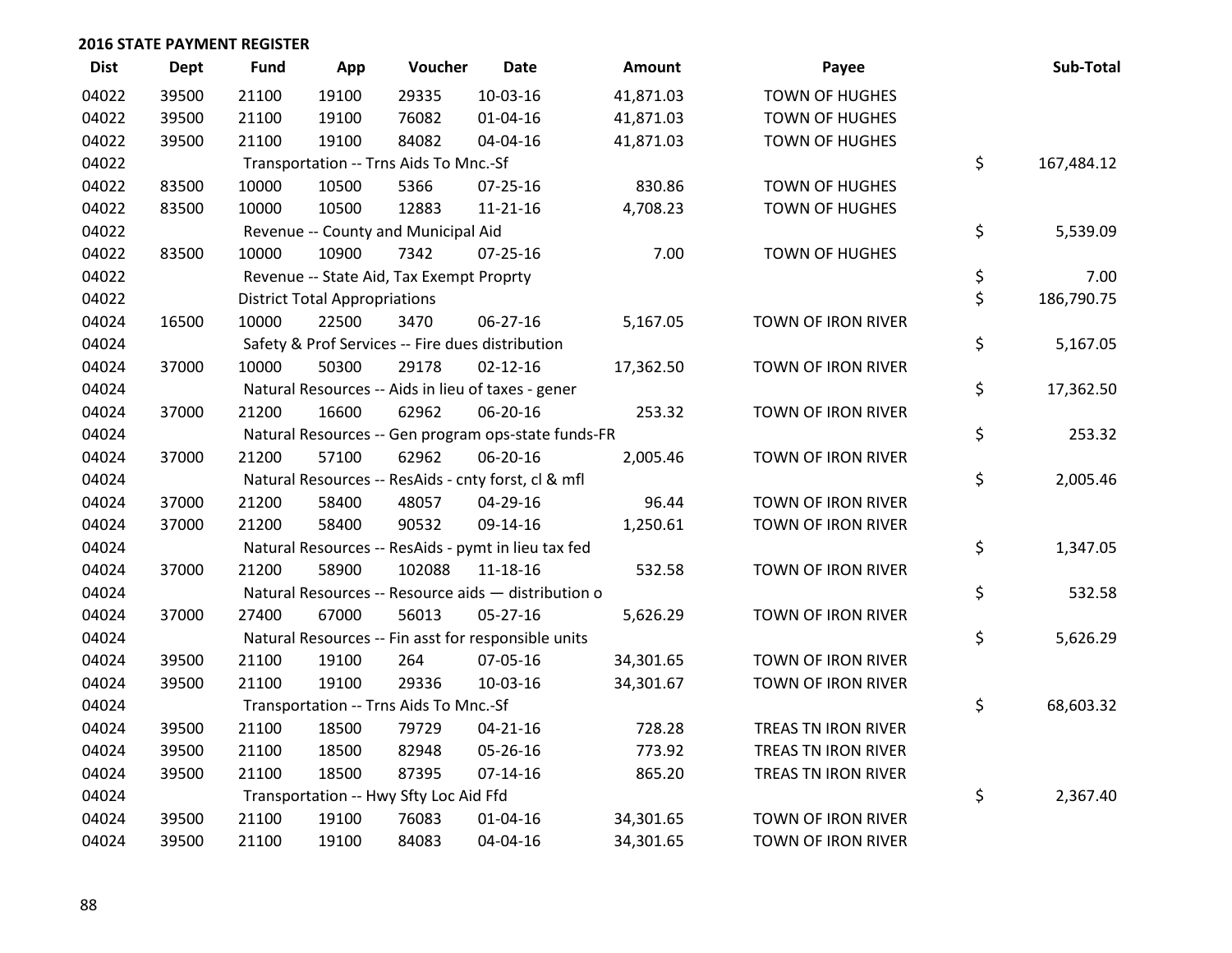## 2016 STATE PAYMENT REGISTER

| Dist | Dept | Fund | App | Voucher | Date | Amount | Payee | Sub-Total |
|---|---|---|---|---|---|---|---|---|
| 04022 | 39500 | 21100 | 19100 | 29335 | 10-03-16 | 41,871.03 | TOWN OF HUGHES | |
| 04022 | 39500 | 21100 | 19100 | 76082 | 01-04-16 | 41,871.03 | TOWN OF HUGHES | |
| 04022 | 39500 | 21100 | 19100 | 84082 | 04-04-16 | 41,871.03 | TOWN OF HUGHES | |
| 04022 | | Transportation -- Trns Aids To Mnc.-Sf | | | | | | $ 167,484.12 |
| 04022 | 83500 | 10000 | 10500 | 5366 | 07-25-16 | 830.86 | TOWN OF HUGHES | |
| 04022 | 83500 | 10000 | 10500 | 12883 | 11-21-16 | 4,708.23 | TOWN OF HUGHES | |
| 04022 | | Revenue -- County and Municipal Aid | | | | | | $ 5,539.09 |
| 04022 | 83500 | 10000 | 10900 | 7342 | 07-25-16 | 7.00 | TOWN OF HUGHES | |
| 04022 | | Revenue -- State Aid, Tax Exempt Proprty | | | | | | $ 7.00 |
| 04022 | | District Total Appropriations | | | | | | $ 186,790.75 |
| 04024 | 16500 | 10000 | 22500 | 3470 | 06-27-16 | 5,167.05 | TOWN OF IRON RIVER | |
| 04024 | | Safety & Prof Services -- Fire dues distribution | | | | | | $ 5,167.05 |
| 04024 | 37000 | 10000 | 50300 | 29178 | 02-12-16 | 17,362.50 | TOWN OF IRON RIVER | |
| 04024 | | Natural Resources -- Aids in lieu of taxes - gener | | | | | | $ 17,362.50 |
| 04024 | 37000 | 21200 | 16600 | 62962 | 06-20-16 | 253.32 | TOWN OF IRON RIVER | |
| 04024 | | Natural Resources -- Gen program ops-state funds-FR | | | | | | $ 253.32 |
| 04024 | 37000 | 21200 | 57100 | 62962 | 06-20-16 | 2,005.46 | TOWN OF IRON RIVER | |
| 04024 | | Natural Resources -- ResAids - cnty forst, cl & mfl | | | | | | $ 2,005.46 |
| 04024 | 37000 | 21200 | 58400 | 48057 | 04-29-16 | 96.44 | TOWN OF IRON RIVER | |
| 04024 | 37000 | 21200 | 58400 | 90532 | 09-14-16 | 1,250.61 | TOWN OF IRON RIVER | |
| 04024 | | Natural Resources -- ResAids - pymt in lieu tax fed | | | | | | $ 1,347.05 |
| 04024 | 37000 | 21200 | 58900 | 102088 | 11-18-16 | 532.58 | TOWN OF IRON RIVER | |
| 04024 | | Natural Resources -- Resource aids — distribution o | | | | | | $ 532.58 |
| 04024 | 37000 | 27400 | 67000 | 56013 | 05-27-16 | 5,626.29 | TOWN OF IRON RIVER | |
| 04024 | | Natural Resources -- Fin asst for responsible units | | | | | | $ 5,626.29 |
| 04024 | 39500 | 21100 | 19100 | 264 | 07-05-16 | 34,301.65 | TOWN OF IRON RIVER | |
| 04024 | 39500 | 21100 | 19100 | 29336 | 10-03-16 | 34,301.67 | TOWN OF IRON RIVER | |
| 04024 | | Transportation -- Trns Aids To Mnc.-Sf | | | | | | $ 68,603.32 |
| 04024 | 39500 | 21100 | 18500 | 79729 | 04-21-16 | 728.28 | TREAS TN IRON RIVER | |
| 04024 | 39500 | 21100 | 18500 | 82948 | 05-26-16 | 773.92 | TREAS TN IRON RIVER | |
| 04024 | 39500 | 21100 | 18500 | 87395 | 07-14-16 | 865.20 | TREAS TN IRON RIVER | |
| 04024 | | Transportation -- Hwy Sfty Loc Aid Ffd | | | | | | $ 2,367.40 |
| 04024 | 39500 | 21100 | 19100 | 76083 | 01-04-16 | 34,301.65 | TOWN OF IRON RIVER | |
| 04024 | 39500 | 21100 | 19100 | 84083 | 04-04-16 | 34,301.65 | TOWN OF IRON RIVER | |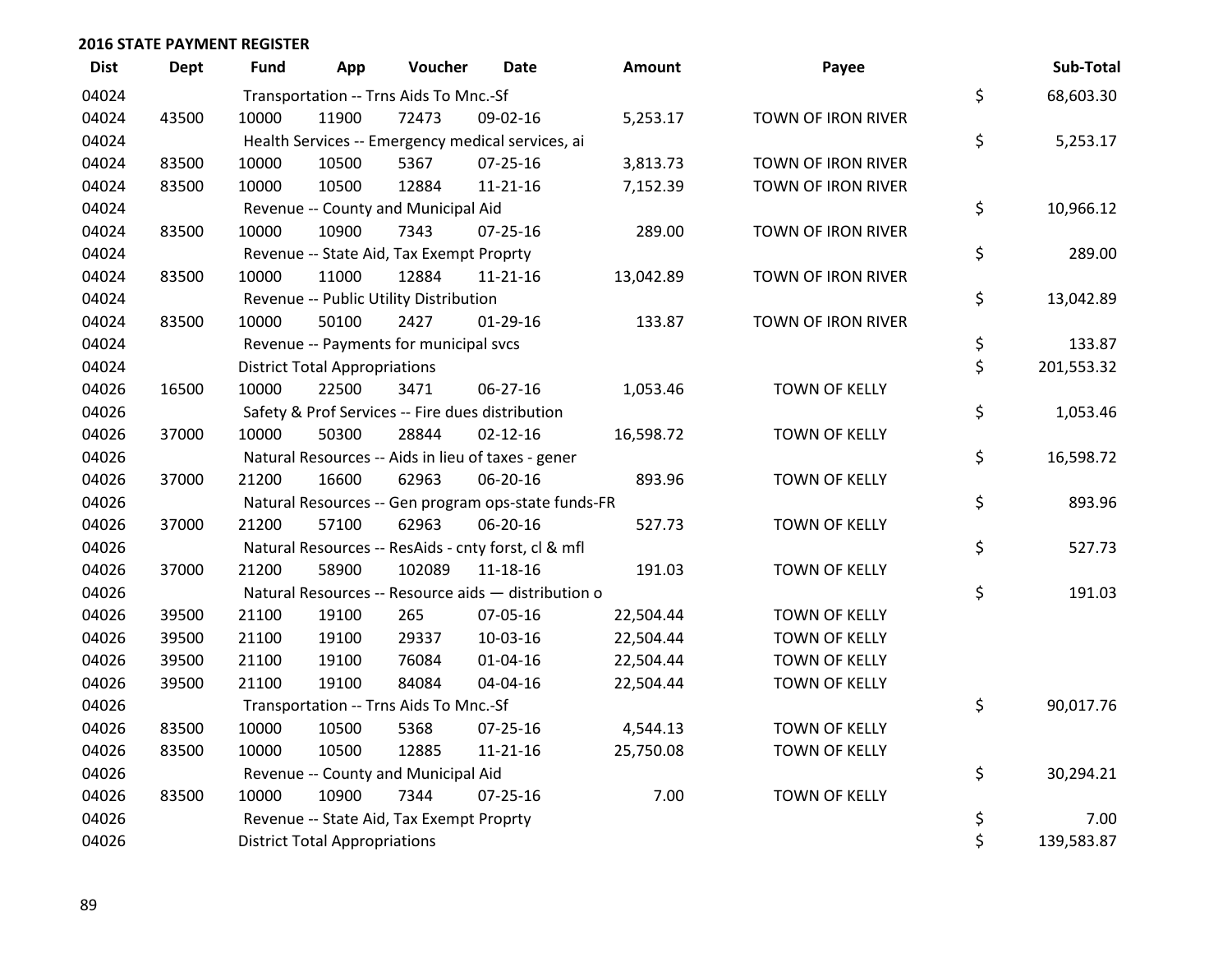**2016 STATE PAYMENT REGISTER**

| Dist | Dept | Fund | App | Voucher | Date | Amount | Payee | Sub-Total |
|---|---|---|---|---|---|---|---|---|
| 04024 | | Transportation -- Trns Aids To Mnc.-Sf | | | | | | $ 68,603.30 |
| 04024 | 43500 | 10000 | 11900 | 72473 | 09-02-16 | 5,253.17 | TOWN OF IRON RIVER | |
| 04024 | | Health Services -- Emergency medical services, ai | | | | | | $ 5,253.17 |
| 04024 | 83500 | 10000 | 10500 | 5367 | 07-25-16 | 3,813.73 | TOWN OF IRON RIVER | |
| 04024 | 83500 | 10000 | 10500 | 12884 | 11-21-16 | 7,152.39 | TOWN OF IRON RIVER | |
| 04024 | | Revenue -- County and Municipal Aid | | | | | | $ 10,966.12 |
| 04024 | 83500 | 10000 | 10900 | 7343 | 07-25-16 | 289.00 | TOWN OF IRON RIVER | |
| 04024 | | Revenue -- State Aid, Tax Exempt Proprty | | | | | | $ 289.00 |
| 04024 | 83500 | 10000 | 11000 | 12884 | 11-21-16 | 13,042.89 | TOWN OF IRON RIVER | |
| 04024 | | Revenue -- Public Utility Distribution | | | | | | $ 13,042.89 |
| 04024 | 83500 | 10000 | 50100 | 2427 | 01-29-16 | 133.87 | TOWN OF IRON RIVER | |
| 04024 | | Revenue -- Payments for municipal svcs | | | | | | $ 133.87 |
| 04024 | | District Total Appropriations | | | | | | $ 201,553.32 |
| 04026 | 16500 | 10000 | 22500 | 3471 | 06-27-16 | 1,053.46 | TOWN OF KELLY | |
| 04026 | | Safety & Prof Services -- Fire dues distribution | | | | | | $ 1,053.46 |
| 04026 | 37000 | 10000 | 50300 | 28844 | 02-12-16 | 16,598.72 | TOWN OF KELLY | |
| 04026 | | Natural Resources -- Aids in lieu of taxes - gener | | | | | | $ 16,598.72 |
| 04026 | 37000 | 21200 | 16600 | 62963 | 06-20-16 | 893.96 | TOWN OF KELLY | |
| 04026 | | Natural Resources -- Gen program ops-state funds-FR | | | | | | $ 893.96 |
| 04026 | 37000 | 21200 | 57100 | 62963 | 06-20-16 | 527.73 | TOWN OF KELLY | |
| 04026 | | Natural Resources -- ResAids - cnty forst, cl & mfl | | | | | | $ 527.73 |
| 04026 | 37000 | 21200 | 58900 | 102089 | 11-18-16 | 191.03 | TOWN OF KELLY | |
| 04026 | | Natural Resources -- Resource aids — distribution o | | | | | | $ 191.03 |
| 04026 | 39500 | 21100 | 19100 | 265 | 07-05-16 | 22,504.44 | TOWN OF KELLY | |
| 04026 | 39500 | 21100 | 19100 | 29337 | 10-03-16 | 22,504.44 | TOWN OF KELLY | |
| 04026 | 39500 | 21100 | 19100 | 76084 | 01-04-16 | 22,504.44 | TOWN OF KELLY | |
| 04026 | 39500 | 21100 | 19100 | 84084 | 04-04-16 | 22,504.44 | TOWN OF KELLY | |
| 04026 | | Transportation -- Trns Aids To Mnc.-Sf | | | | | | $ 90,017.76 |
| 04026 | 83500 | 10000 | 10500 | 5368 | 07-25-16 | 4,544.13 | TOWN OF KELLY | |
| 04026 | 83500 | 10000 | 10500 | 12885 | 11-21-16 | 25,750.08 | TOWN OF KELLY | |
| 04026 | | Revenue -- County and Municipal Aid | | | | | | $ 30,294.21 |
| 04026 | 83500 | 10000 | 10900 | 7344 | 07-25-16 | 7.00 | TOWN OF KELLY | |
| 04026 | | Revenue -- State Aid, Tax Exempt Proprty | | | | | | $ 7.00 |
| 04026 | | District Total Appropriations | | | | | | $ 139,583.87 |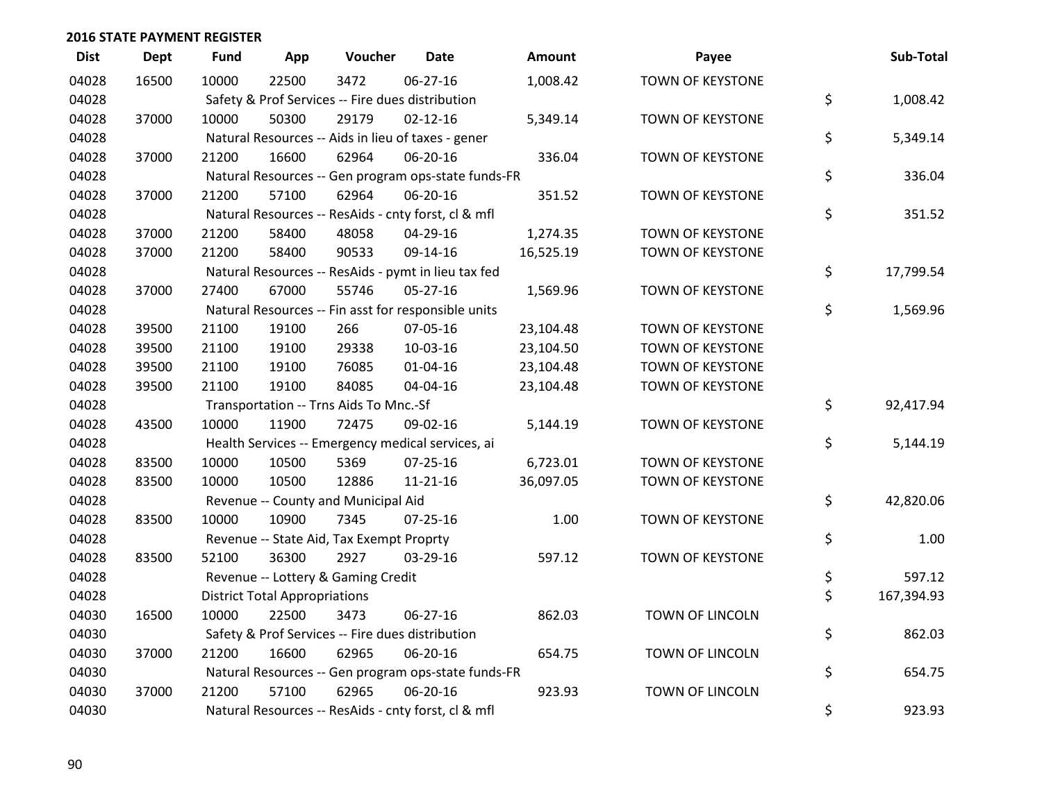## 2016 STATE PAYMENT REGISTER

| Dist | Dept | Fund | App | Voucher | Date | Amount | Payee | Sub-Total |
|---|---|---|---|---|---|---|---|---|
| 04028 | 16500 | 10000 | 22500 | 3472 | 06-27-16 | 1,008.42 | TOWN OF KEYSTONE | |
| 04028 | | Safety & Prof Services -- Fire dues distribution | | | | | | $ 1,008.42 |
| 04028 | 37000 | 10000 | 50300 | 29179 | 02-12-16 | 5,349.14 | TOWN OF KEYSTONE | |
| 04028 | | Natural Resources -- Aids in lieu of taxes - gener | | | | | | $ 5,349.14 |
| 04028 | 37000 | 21200 | 16600 | 62964 | 06-20-16 | 336.04 | TOWN OF KEYSTONE | |
| 04028 | | Natural Resources -- Gen program ops-state funds-FR | | | | | | $ 336.04 |
| 04028 | 37000 | 21200 | 57100 | 62964 | 06-20-16 | 351.52 | TOWN OF KEYSTONE | |
| 04028 | | Natural Resources -- ResAids - cnty forst, cl & mfl | | | | | | $ 351.52 |
| 04028 | 37000 | 21200 | 58400 | 48058 | 04-29-16 | 1,274.35 | TOWN OF KEYSTONE | |
| 04028 | 37000 | 21200 | 58400 | 90533 | 09-14-16 | 16,525.19 | TOWN OF KEYSTONE | |
| 04028 | | Natural Resources -- ResAids - pymt in lieu tax fed | | | | | | $ 17,799.54 |
| 04028 | 37000 | 27400 | 67000 | 55746 | 05-27-16 | 1,569.96 | TOWN OF KEYSTONE | |
| 04028 | | Natural Resources -- Fin asst for responsible units | | | | | | $ 1,569.96 |
| 04028 | 39500 | 21100 | 19100 | 266 | 07-05-16 | 23,104.48 | TOWN OF KEYSTONE | |
| 04028 | 39500 | 21100 | 19100 | 29338 | 10-03-16 | 23,104.50 | TOWN OF KEYSTONE | |
| 04028 | 39500 | 21100 | 19100 | 76085 | 01-04-16 | 23,104.48 | TOWN OF KEYSTONE | |
| 04028 | 39500 | 21100 | 19100 | 84085 | 04-04-16 | 23,104.48 | TOWN OF KEYSTONE | |
| 04028 | | Transportation -- Trns Aids To Mnc.-Sf | | | | | | $ 92,417.94 |
| 04028 | 43500 | 10000 | 11900 | 72475 | 09-02-16 | 5,144.19 | TOWN OF KEYSTONE | |
| 04028 | | Health Services -- Emergency medical services, ai | | | | | | $ 5,144.19 |
| 04028 | 83500 | 10000 | 10500 | 5369 | 07-25-16 | 6,723.01 | TOWN OF KEYSTONE | |
| 04028 | 83500 | 10000 | 10500 | 12886 | 11-21-16 | 36,097.05 | TOWN OF KEYSTONE | |
| 04028 | | Revenue -- County and Municipal Aid | | | | | | $ 42,820.06 |
| 04028 | 83500 | 10000 | 10900 | 7345 | 07-25-16 | 1.00 | TOWN OF KEYSTONE | |
| 04028 | | Revenue -- State Aid, Tax Exempt Proprty | | | | | | $ 1.00 |
| 04028 | 83500 | 52100 | 36300 | 2927 | 03-29-16 | 597.12 | TOWN OF KEYSTONE | |
| 04028 | | Revenue -- Lottery & Gaming Credit | | | | | | $ 597.12 |
| 04028 | | District Total Appropriations | | | | | | $ 167,394.93 |
| 04030 | 16500 | 10000 | 22500 | 3473 | 06-27-16 | 862.03 | TOWN OF LINCOLN | |
| 04030 | | Safety & Prof Services -- Fire dues distribution | | | | | | $ 862.03 |
| 04030 | 37000 | 21200 | 16600 | 62965 | 06-20-16 | 654.75 | TOWN OF LINCOLN | |
| 04030 | | Natural Resources -- Gen program ops-state funds-FR | | | | | | $ 654.75 |
| 04030 | 37000 | 21200 | 57100 | 62965 | 06-20-16 | 923.93 | TOWN OF LINCOLN | |
| 04030 | | Natural Resources -- ResAids - cnty forst, cl & mfl | | | | | | $ 923.93 |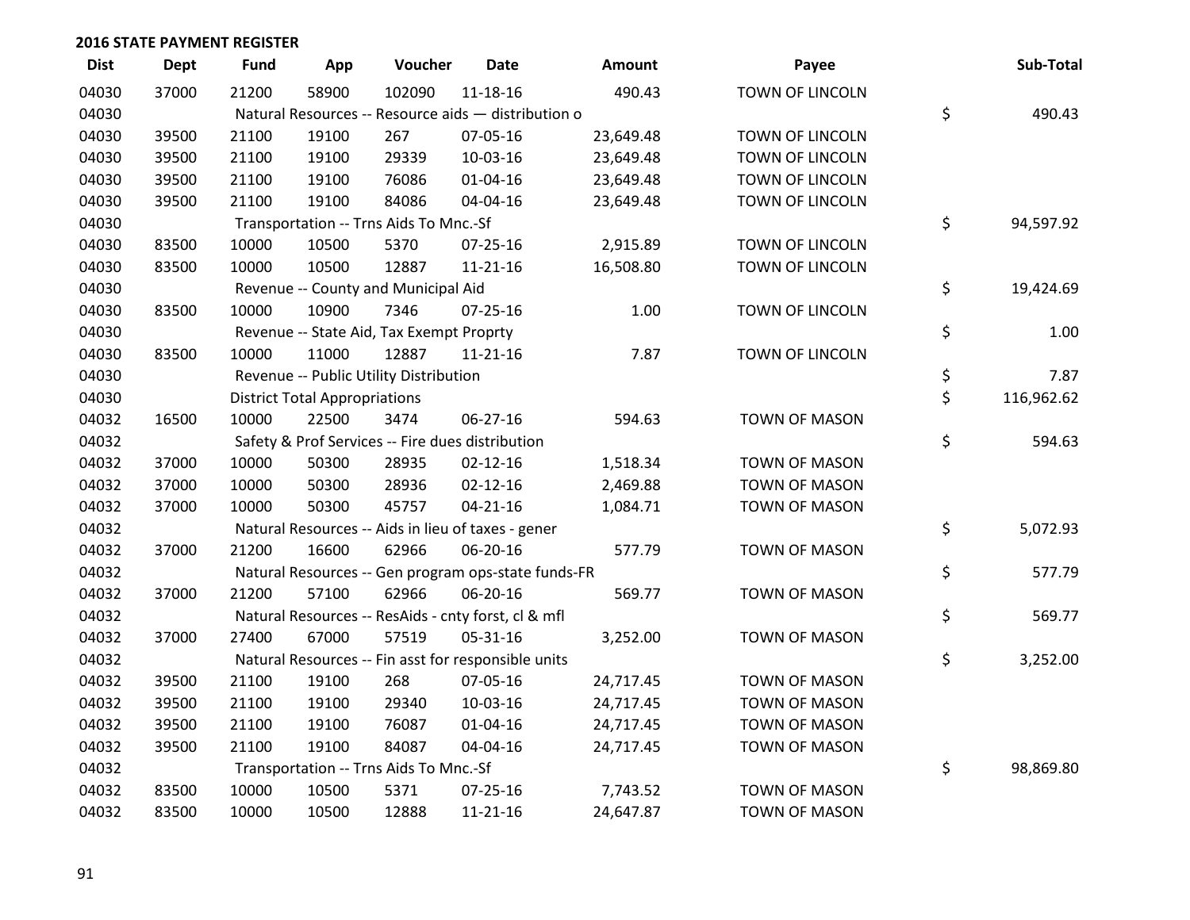**2016 STATE PAYMENT REGISTER**

| Dist | Dept | Fund | App | Voucher | Date | Amount | Payee | Sub-Total |
|---|---|---|---|---|---|---|---|---|
| 04030 | 37000 | 21200 | 58900 | 102090 | 11-18-16 | 490.43 | TOWN OF LINCOLN | |
| 04030 | | Natural Resources -- Resource aids — distribution o | | | | | | $ 490.43 |
| 04030 | 39500 | 21100 | 19100 | 267 | 07-05-16 | 23,649.48 | TOWN OF LINCOLN | |
| 04030 | 39500 | 21100 | 19100 | 29339 | 10-03-16 | 23,649.48 | TOWN OF LINCOLN | |
| 04030 | 39500 | 21100 | 19100 | 76086 | 01-04-16 | 23,649.48 | TOWN OF LINCOLN | |
| 04030 | 39500 | 21100 | 19100 | 84086 | 04-04-16 | 23,649.48 | TOWN OF LINCOLN | |
| 04030 | | Transportation -- Trns Aids To Mnc.-Sf | | | | | | $ 94,597.92 |
| 04030 | 83500 | 10000 | 10500 | 5370 | 07-25-16 | 2,915.89 | TOWN OF LINCOLN | |
| 04030 | 83500 | 10000 | 10500 | 12887 | 11-21-16 | 16,508.80 | TOWN OF LINCOLN | |
| 04030 | | Revenue -- County and Municipal Aid | | | | | | $ 19,424.69 |
| 04030 | 83500 | 10000 | 10900 | 7346 | 07-25-16 | 1.00 | TOWN OF LINCOLN | |
| 04030 | | Revenue -- State Aid, Tax Exempt Proprty | | | | | | $ 1.00 |
| 04030 | 83500 | 10000 | 11000 | 12887 | 11-21-16 | 7.87 | TOWN OF LINCOLN | |
| 04030 | | Revenue -- Public Utility Distribution | | | | | | $ 7.87 |
| 04030 | | District Total Appropriations | | | | | | $ 116,962.62 |
| 04032 | 16500 | 10000 | 22500 | 3474 | 06-27-16 | 594.63 | TOWN OF MASON | |
| 04032 | | Safety & Prof Services -- Fire dues distribution | | | | | | $ 594.63 |
| 04032 | 37000 | 10000 | 50300 | 28935 | 02-12-16 | 1,518.34 | TOWN OF MASON | |
| 04032 | 37000 | 10000 | 50300 | 28936 | 02-12-16 | 2,469.88 | TOWN OF MASON | |
| 04032 | 37000 | 10000 | 50300 | 45757 | 04-21-16 | 1,084.71 | TOWN OF MASON | |
| 04032 | | Natural Resources -- Aids in lieu of taxes - gener | | | | | | $ 5,072.93 |
| 04032 | 37000 | 21200 | 16600 | 62966 | 06-20-16 | 577.79 | TOWN OF MASON | |
| 04032 | | Natural Resources -- Gen program ops-state funds-FR | | | | | | $ 577.79 |
| 04032 | 37000 | 21200 | 57100 | 62966 | 06-20-16 | 569.77 | TOWN OF MASON | |
| 04032 | | Natural Resources -- ResAids - cnty forst, cl & mfl | | | | | | $ 569.77 |
| 04032 | 37000 | 27400 | 67000 | 57519 | 05-31-16 | 3,252.00 | TOWN OF MASON | |
| 04032 | | Natural Resources -- Fin asst for responsible units | | | | | | $ 3,252.00 |
| 04032 | 39500 | 21100 | 19100 | 268 | 07-05-16 | 24,717.45 | TOWN OF MASON | |
| 04032 | 39500 | 21100 | 19100 | 29340 | 10-03-16 | 24,717.45 | TOWN OF MASON | |
| 04032 | 39500 | 21100 | 19100 | 76087 | 01-04-16 | 24,717.45 | TOWN OF MASON | |
| 04032 | 39500 | 21100 | 19100 | 84087 | 04-04-16 | 24,717.45 | TOWN OF MASON | |
| 04032 | | Transportation -- Trns Aids To Mnc.-Sf | | | | | | $ 98,869.80 |
| 04032 | 83500 | 10000 | 10500 | 5371 | 07-25-16 | 7,743.52 | TOWN OF MASON | |
| 04032 | 83500 | 10000 | 10500 | 12888 | 11-21-16 | 24,647.87 | TOWN OF MASON | |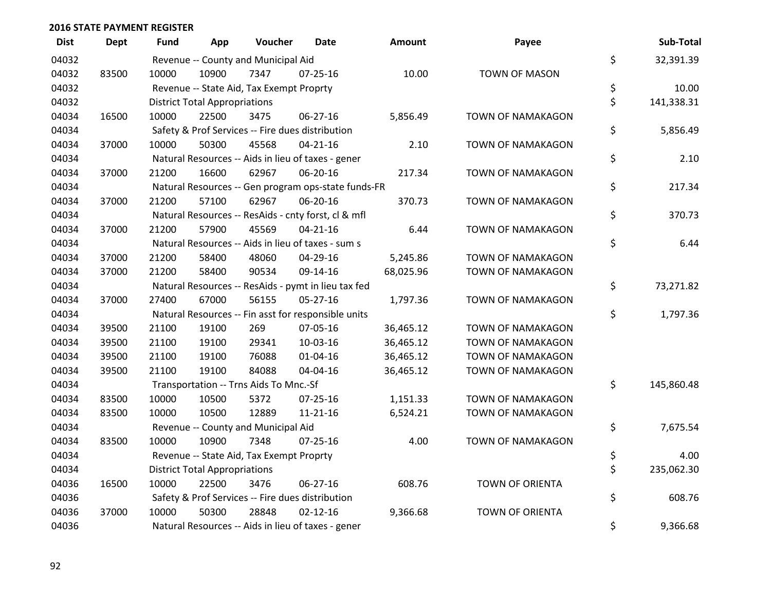**2016 STATE PAYMENT REGISTER**

| Dist | Dept | Fund | App | Voucher | Date | Amount | Payee | Sub-Total |
|---|---|---|---|---|---|---|---|---|
| 04032 | | Revenue -- County and Municipal Aid | | | | | | $ 32,391.39 |
| 04032 | 83500 | 10000 | 10900 | 7347 | 07-25-16 | 10.00 | TOWN OF MASON | |
| 04032 | | Revenue -- State Aid, Tax Exempt Proprty | | | | | | $ 10.00 |
| 04032 | | District Total Appropriations | | | | | | $ 141,338.31 |
| 04034 | 16500 | 10000 | 22500 | 3475 | 06-27-16 | 5,856.49 | TOWN OF NAMAKAGON | |
| 04034 | | Safety & Prof Services -- Fire dues distribution | | | | | | $ 5,856.49 |
| 04034 | 37000 | 10000 | 50300 | 45568 | 04-21-16 | 2.10 | TOWN OF NAMAKAGON | |
| 04034 | | Natural Resources -- Aids in lieu of taxes - gener | | | | | | $ 2.10 |
| 04034 | 37000 | 21200 | 16600 | 62967 | 06-20-16 | 217.34 | TOWN OF NAMAKAGON | |
| 04034 | | Natural Resources -- Gen program ops-state funds-FR | | | | | | $ 217.34 |
| 04034 | 37000 | 21200 | 57100 | 62967 | 06-20-16 | 370.73 | TOWN OF NAMAKAGON | |
| 04034 | | Natural Resources -- ResAids - cnty forst, cl & mfl | | | | | | $ 370.73 |
| 04034 | 37000 | 21200 | 57900 | 45569 | 04-21-16 | 6.44 | TOWN OF NAMAKAGON | |
| 04034 | | Natural Resources -- Aids in lieu of taxes - sum s | | | | | | $ 6.44 |
| 04034 | 37000 | 21200 | 58400 | 48060 | 04-29-16 | 5,245.86 | TOWN OF NAMAKAGON | |
| 04034 | 37000 | 21200 | 58400 | 90534 | 09-14-16 | 68,025.96 | TOWN OF NAMAKAGON | |
| 04034 | | Natural Resources -- ResAids - pymt in lieu tax fed | | | | | | $ 73,271.82 |
| 04034 | 37000 | 27400 | 67000 | 56155 | 05-27-16 | 1,797.36 | TOWN OF NAMAKAGON | |
| 04034 | | Natural Resources -- Fin asst for responsible units | | | | | | $ 1,797.36 |
| 04034 | 39500 | 21100 | 19100 | 269 | 07-05-16 | 36,465.12 | TOWN OF NAMAKAGON | |
| 04034 | 39500 | 21100 | 19100 | 29341 | 10-03-16 | 36,465.12 | TOWN OF NAMAKAGON | |
| 04034 | 39500 | 21100 | 19100 | 76088 | 01-04-16 | 36,465.12 | TOWN OF NAMAKAGON | |
| 04034 | 39500 | 21100 | 19100 | 84088 | 04-04-16 | 36,465.12 | TOWN OF NAMAKAGON | |
| 04034 | | Transportation -- Trns Aids To Mnc.-Sf | | | | | | $ 145,860.48 |
| 04034 | 83500 | 10000 | 10500 | 5372 | 07-25-16 | 1,151.33 | TOWN OF NAMAKAGON | |
| 04034 | 83500 | 10000 | 10500 | 12889 | 11-21-16 | 6,524.21 | TOWN OF NAMAKAGON | |
| 04034 | | Revenue -- County and Municipal Aid | | | | | | $ 7,675.54 |
| 04034 | 83500 | 10000 | 10900 | 7348 | 07-25-16 | 4.00 | TOWN OF NAMAKAGON | |
| 04034 | | Revenue -- State Aid, Tax Exempt Proprty | | | | | | $ 4.00 |
| 04034 | | District Total Appropriations | | | | | | $ 235,062.30 |
| 04036 | 16500 | 10000 | 22500 | 3476 | 06-27-16 | 608.76 | TOWN OF ORIENTA | |
| 04036 | | Safety & Prof Services -- Fire dues distribution | | | | | | $ 608.76 |
| 04036 | 37000 | 10000 | 50300 | 28848 | 02-12-16 | 9,366.68 | TOWN OF ORIENTA | |
| 04036 | | Natural Resources -- Aids in lieu of taxes - gener | | | | | | $ 9,366.68 |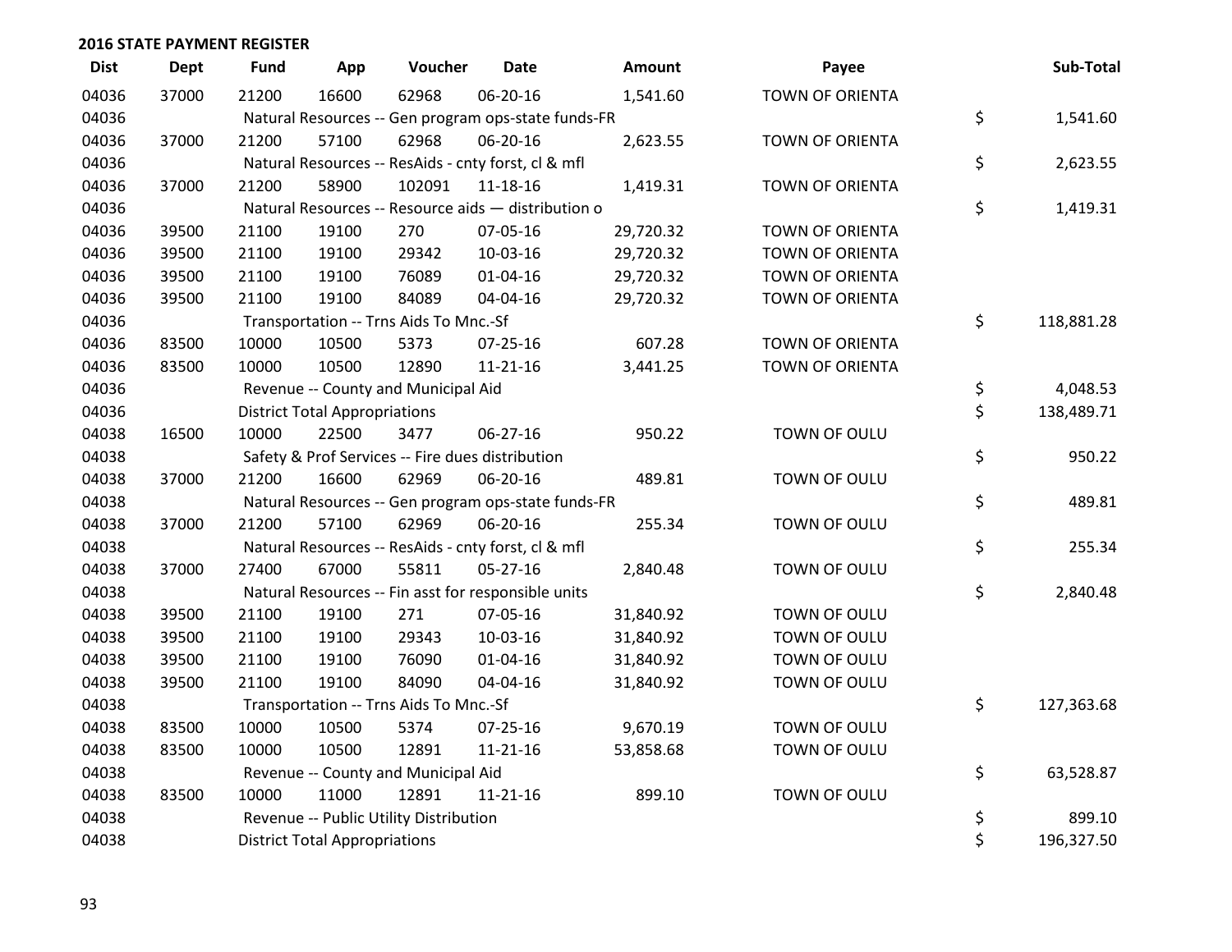## 2016 STATE PAYMENT REGISTER

| Dist | Dept | Fund | App | Voucher | Date | Amount | Payee | Sub-Total |
|---|---|---|---|---|---|---|---|---|
| 04036 | 37000 | 21200 | 16600 | 62968 | 06-20-16 | 1,541.60 | TOWN OF ORIENTA | |
| 04036 | | Natural Resources -- Gen program ops-state funds-FR | | | | | | $ 1,541.60 |
| 04036 | 37000 | 21200 | 57100 | 62968 | 06-20-16 | 2,623.55 | TOWN OF ORIENTA | |
| 04036 | | Natural Resources -- ResAids - cnty forst, cl & mfl | | | | | | $ 2,623.55 |
| 04036 | 37000 | 21200 | 58900 | 102091 | 11-18-16 | 1,419.31 | TOWN OF ORIENTA | |
| 04036 | | Natural Resources -- Resource aids — distribution o | | | | | | $ 1,419.31 |
| 04036 | 39500 | 21100 | 19100 | 270 | 07-05-16 | 29,720.32 | TOWN OF ORIENTA | |
| 04036 | 39500 | 21100 | 19100 | 29342 | 10-03-16 | 29,720.32 | TOWN OF ORIENTA | |
| 04036 | 39500 | 21100 | 19100 | 76089 | 01-04-16 | 29,720.32 | TOWN OF ORIENTA | |
| 04036 | 39500 | 21100 | 19100 | 84089 | 04-04-16 | 29,720.32 | TOWN OF ORIENTA | |
| 04036 | | Transportation -- Trns Aids To Mnc.-Sf | | | | | | $ 118,881.28 |
| 04036 | 83500 | 10000 | 10500 | 5373 | 07-25-16 | 607.28 | TOWN OF ORIENTA | |
| 04036 | 83500 | 10000 | 10500 | 12890 | 11-21-16 | 3,441.25 | TOWN OF ORIENTA | |
| 04036 | | Revenue -- County and Municipal Aid | | | | | | $ 4,048.53 |
| 04036 | | District Total Appropriations | | | | | | $ 138,489.71 |
| 04038 | 16500 | 10000 | 22500 | 3477 | 06-27-16 | 950.22 | TOWN OF OULU | |
| 04038 | | Safety & Prof Services -- Fire dues distribution | | | | | | $ 950.22 |
| 04038 | 37000 | 21200 | 16600 | 62969 | 06-20-16 | 489.81 | TOWN OF OULU | |
| 04038 | | Natural Resources -- Gen program ops-state funds-FR | | | | | | $ 489.81 |
| 04038 | 37000 | 21200 | 57100 | 62969 | 06-20-16 | 255.34 | TOWN OF OULU | |
| 04038 | | Natural Resources -- ResAids - cnty forst, cl & mfl | | | | | | $ 255.34 |
| 04038 | 37000 | 27400 | 67000 | 55811 | 05-27-16 | 2,840.48 | TOWN OF OULU | |
| 04038 | | Natural Resources -- Fin asst for responsible units | | | | | | $ 2,840.48 |
| 04038 | 39500 | 21100 | 19100 | 271 | 07-05-16 | 31,840.92 | TOWN OF OULU | |
| 04038 | 39500 | 21100 | 19100 | 29343 | 10-03-16 | 31,840.92 | TOWN OF OULU | |
| 04038 | 39500 | 21100 | 19100 | 76090 | 01-04-16 | 31,840.92 | TOWN OF OULU | |
| 04038 | 39500 | 21100 | 19100 | 84090 | 04-04-16 | 31,840.92 | TOWN OF OULU | |
| 04038 | | Transportation -- Trns Aids To Mnc.-Sf | | | | | | $ 127,363.68 |
| 04038 | 83500 | 10000 | 10500 | 5374 | 07-25-16 | 9,670.19 | TOWN OF OULU | |
| 04038 | 83500 | 10000 | 10500 | 12891 | 11-21-16 | 53,858.68 | TOWN OF OULU | |
| 04038 | | Revenue -- County and Municipal Aid | | | | | | $ 63,528.87 |
| 04038 | 83500 | 10000 | 11000 | 12891 | 11-21-16 | 899.10 | TOWN OF OULU | |
| 04038 | | Revenue -- Public Utility Distribution | | | | | | $ 899.10 |
| 04038 | | District Total Appropriations | | | | | | $ 196,327.50 |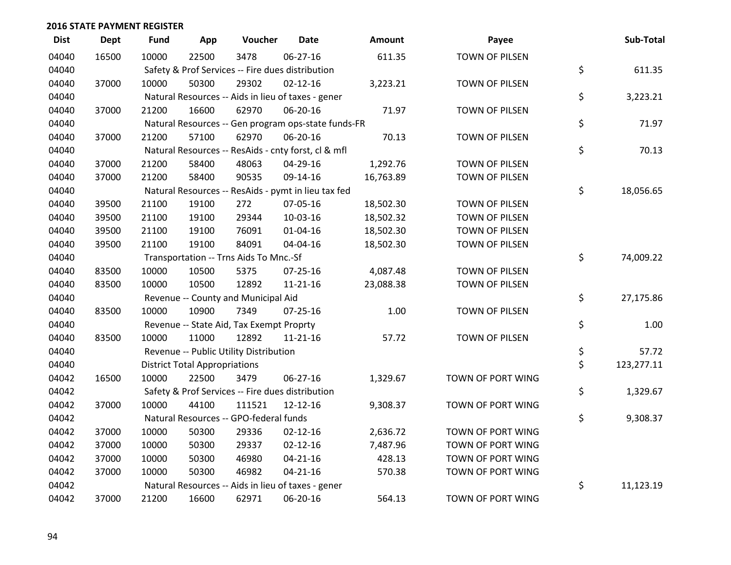## 2016 STATE PAYMENT REGISTER

| Dist | Dept | Fund | App | Voucher | Date | Amount | Payee | Sub-Total |
|---|---|---|---|---|---|---|---|---|
| 04040 | 16500 | 10000 | 22500 | 3478 | 06-27-16 | 611.35 | TOWN OF PILSEN | |
| 04040 | | Safety & Prof Services -- Fire dues distribution | | | | | | $ 611.35 |
| 04040 | 37000 | 10000 | 50300 | 29302 | 02-12-16 | 3,223.21 | TOWN OF PILSEN | |
| 04040 | | Natural Resources -- Aids in lieu of taxes - gener | | | | | | $ 3,223.21 |
| 04040 | 37000 | 21200 | 16600 | 62970 | 06-20-16 | 71.97 | TOWN OF PILSEN | |
| 04040 | | Natural Resources -- Gen program ops-state funds-FR | | | | | | $ 71.97 |
| 04040 | 37000 | 21200 | 57100 | 62970 | 06-20-16 | 70.13 | TOWN OF PILSEN | |
| 04040 | | Natural Resources -- ResAids - cnty forst, cl & mfl | | | | | | $ 70.13 |
| 04040 | 37000 | 21200 | 58400 | 48063 | 04-29-16 | 1,292.76 | TOWN OF PILSEN | |
| 04040 | 37000 | 21200 | 58400 | 90535 | 09-14-16 | 16,763.89 | TOWN OF PILSEN | |
| 04040 | | Natural Resources -- ResAids - pymt in lieu tax fed | | | | | | $ 18,056.65 |
| 04040 | 39500 | 21100 | 19100 | 272 | 07-05-16 | 18,502.30 | TOWN OF PILSEN | |
| 04040 | 39500 | 21100 | 19100 | 29344 | 10-03-16 | 18,502.32 | TOWN OF PILSEN | |
| 04040 | 39500 | 21100 | 19100 | 76091 | 01-04-16 | 18,502.30 | TOWN OF PILSEN | |
| 04040 | 39500 | 21100 | 19100 | 84091 | 04-04-16 | 18,502.30 | TOWN OF PILSEN | |
| 04040 | | Transportation -- Trns Aids To Mnc.-Sf | | | | | | $ 74,009.22 |
| 04040 | 83500 | 10000 | 10500 | 5375 | 07-25-16 | 4,087.48 | TOWN OF PILSEN | |
| 04040 | 83500 | 10000 | 10500 | 12892 | 11-21-16 | 23,088.38 | TOWN OF PILSEN | |
| 04040 | | Revenue -- County and Municipal Aid | | | | | | $ 27,175.86 |
| 04040 | 83500 | 10000 | 10900 | 7349 | 07-25-16 | 1.00 | TOWN OF PILSEN | |
| 04040 | | Revenue -- State Aid, Tax Exempt Proprty | | | | | | $ 1.00 |
| 04040 | 83500 | 10000 | 11000 | 12892 | 11-21-16 | 57.72 | TOWN OF PILSEN | |
| 04040 | | Revenue -- Public Utility Distribution | | | | | | $ 57.72 |
| 04040 | | District Total Appropriations | | | | | | $ 123,277.11 |
| 04042 | 16500 | 10000 | 22500 | 3479 | 06-27-16 | 1,329.67 | TOWN OF PORT WING | |
| 04042 | | Safety & Prof Services -- Fire dues distribution | | | | | | $ 1,329.67 |
| 04042 | 37000 | 10000 | 44100 | 111521 | 12-12-16 | 9,308.37 | TOWN OF PORT WING | |
| 04042 | | Natural Resources -- GPO-federal funds | | | | | | $ 9,308.37 |
| 04042 | 37000 | 10000 | 50300 | 29336 | 02-12-16 | 2,636.72 | TOWN OF PORT WING | |
| 04042 | 37000 | 10000 | 50300 | 29337 | 02-12-16 | 7,487.96 | TOWN OF PORT WING | |
| 04042 | 37000 | 10000 | 50300 | 46980 | 04-21-16 | 428.13 | TOWN OF PORT WING | |
| 04042 | 37000 | 10000 | 50300 | 46982 | 04-21-16 | 570.38 | TOWN OF PORT WING | |
| 04042 | | Natural Resources -- Aids in lieu of taxes - gener | | | | | | $ 11,123.19 |
| 04042 | 37000 | 21200 | 16600 | 62971 | 06-20-16 | 564.13 | TOWN OF PORT WING | |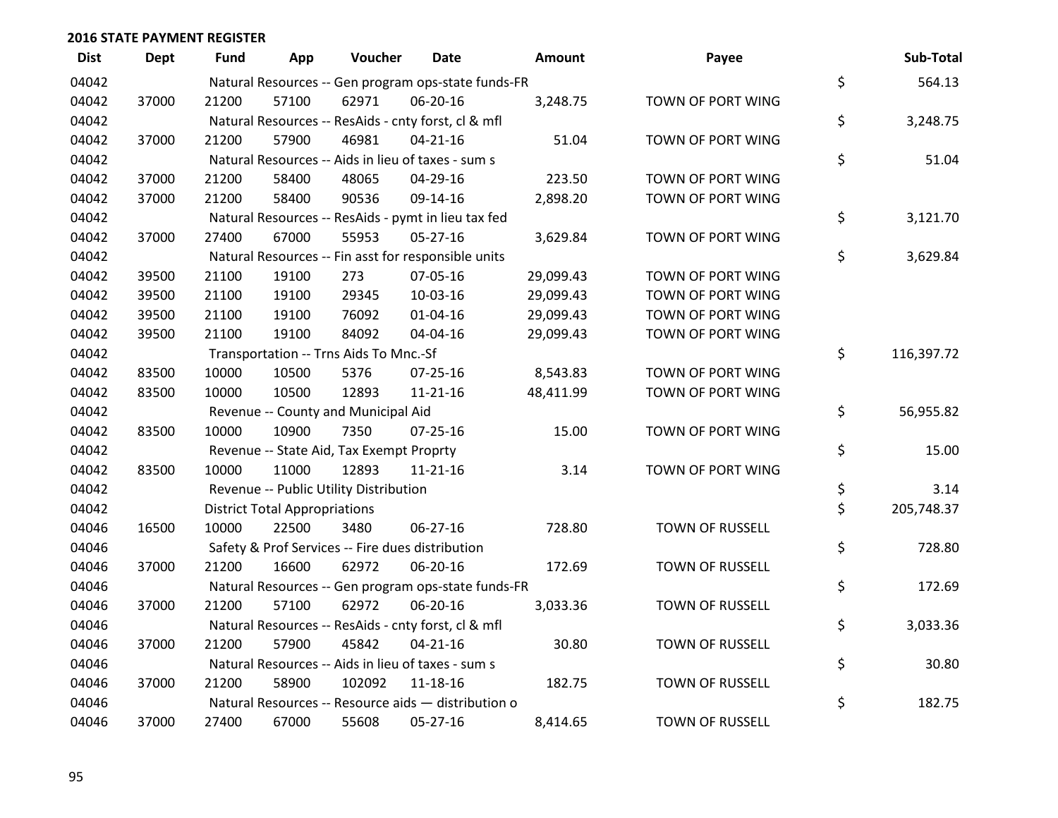## 2016 STATE PAYMENT REGISTER

| Dist | Dept | Fund | App | Voucher | Date | Amount | Payee | | Sub-Total |
|---|---|---|---|---|---|---|---|---|---|
| 04042 | | Natural Resources -- Gen program ops-state funds-FR | | | | | | $ | 564.13 |
| 04042 | 37000 | 21200 | 57100 | 62971 | 06-20-16 | 3,248.75 | TOWN OF PORT WING | | |
| 04042 | | Natural Resources -- ResAids - cnty forst, cl & mfl | | | | | | $ | 3,248.75 |
| 04042 | 37000 | 21200 | 57900 | 46981 | 04-21-16 | 51.04 | TOWN OF PORT WING | | |
| 04042 | | Natural Resources -- Aids in lieu of taxes - sum s | | | | | | $ | 51.04 |
| 04042 | 37000 | 21200 | 58400 | 48065 | 04-29-16 | 223.50 | TOWN OF PORT WING | | |
| 04042 | 37000 | 21200 | 58400 | 90536 | 09-14-16 | 2,898.20 | TOWN OF PORT WING | | |
| 04042 | | Natural Resources -- ResAids - pymt in lieu tax fed | | | | | | $ | 3,121.70 |
| 04042 | 37000 | 27400 | 67000 | 55953 | 05-27-16 | 3,629.84 | TOWN OF PORT WING | | |
| 04042 | | Natural Resources -- Fin asst for responsible units | | | | | | $ | 3,629.84 |
| 04042 | 39500 | 21100 | 19100 | 273 | 07-05-16 | 29,099.43 | TOWN OF PORT WING | | |
| 04042 | 39500 | 21100 | 19100 | 29345 | 10-03-16 | 29,099.43 | TOWN OF PORT WING | | |
| 04042 | 39500 | 21100 | 19100 | 76092 | 01-04-16 | 29,099.43 | TOWN OF PORT WING | | |
| 04042 | 39500 | 21100 | 19100 | 84092 | 04-04-16 | 29,099.43 | TOWN OF PORT WING | | |
| 04042 | | Transportation -- Trns Aids To Mnc.-Sf | | | | | | $ | 116,397.72 |
| 04042 | 83500 | 10000 | 10500 | 5376 | 07-25-16 | 8,543.83 | TOWN OF PORT WING | | |
| 04042 | 83500 | 10000 | 10500 | 12893 | 11-21-16 | 48,411.99 | TOWN OF PORT WING | | |
| 04042 | | Revenue -- County and Municipal Aid | | | | | | $ | 56,955.82 |
| 04042 | 83500 | 10000 | 10900 | 7350 | 07-25-16 | 15.00 | TOWN OF PORT WING | | |
| 04042 | | Revenue -- State Aid, Tax Exempt Proprty | | | | | | $ | 15.00 |
| 04042 | 83500 | 10000 | 11000 | 12893 | 11-21-16 | 3.14 | TOWN OF PORT WING | | |
| 04042 | | Revenue -- Public Utility Distribution | | | | | | $ | 3.14 |
| 04042 | | District Total Appropriations | | | | | | $ | 205,748.37 |
| 04046 | 16500 | 10000 | 22500 | 3480 | 06-27-16 | 728.80 | TOWN OF RUSSELL | | |
| 04046 | | Safety & Prof Services -- Fire dues distribution | | | | | | $ | 728.80 |
| 04046 | 37000 | 21200 | 16600 | 62972 | 06-20-16 | 172.69 | TOWN OF RUSSELL | | |
| 04046 | | Natural Resources -- Gen program ops-state funds-FR | | | | | | $ | 172.69 |
| 04046 | 37000 | 21200 | 57100 | 62972 | 06-20-16 | 3,033.36 | TOWN OF RUSSELL | | |
| 04046 | | Natural Resources -- ResAids - cnty forst, cl & mfl | | | | | | $ | 3,033.36 |
| 04046 | 37000 | 21200 | 57900 | 45842 | 04-21-16 | 30.80 | TOWN OF RUSSELL | | |
| 04046 | | Natural Resources -- Aids in lieu of taxes - sum s | | | | | | $ | 30.80 |
| 04046 | 37000 | 21200 | 58900 | 102092 | 11-18-16 | 182.75 | TOWN OF RUSSELL | | |
| 04046 | | Natural Resources -- Resource aids — distribution o | | | | | | $ | 182.75 |
| 04046 | 37000 | 27400 | 67000 | 55608 | 05-27-16 | 8,414.65 | TOWN OF RUSSELL | | |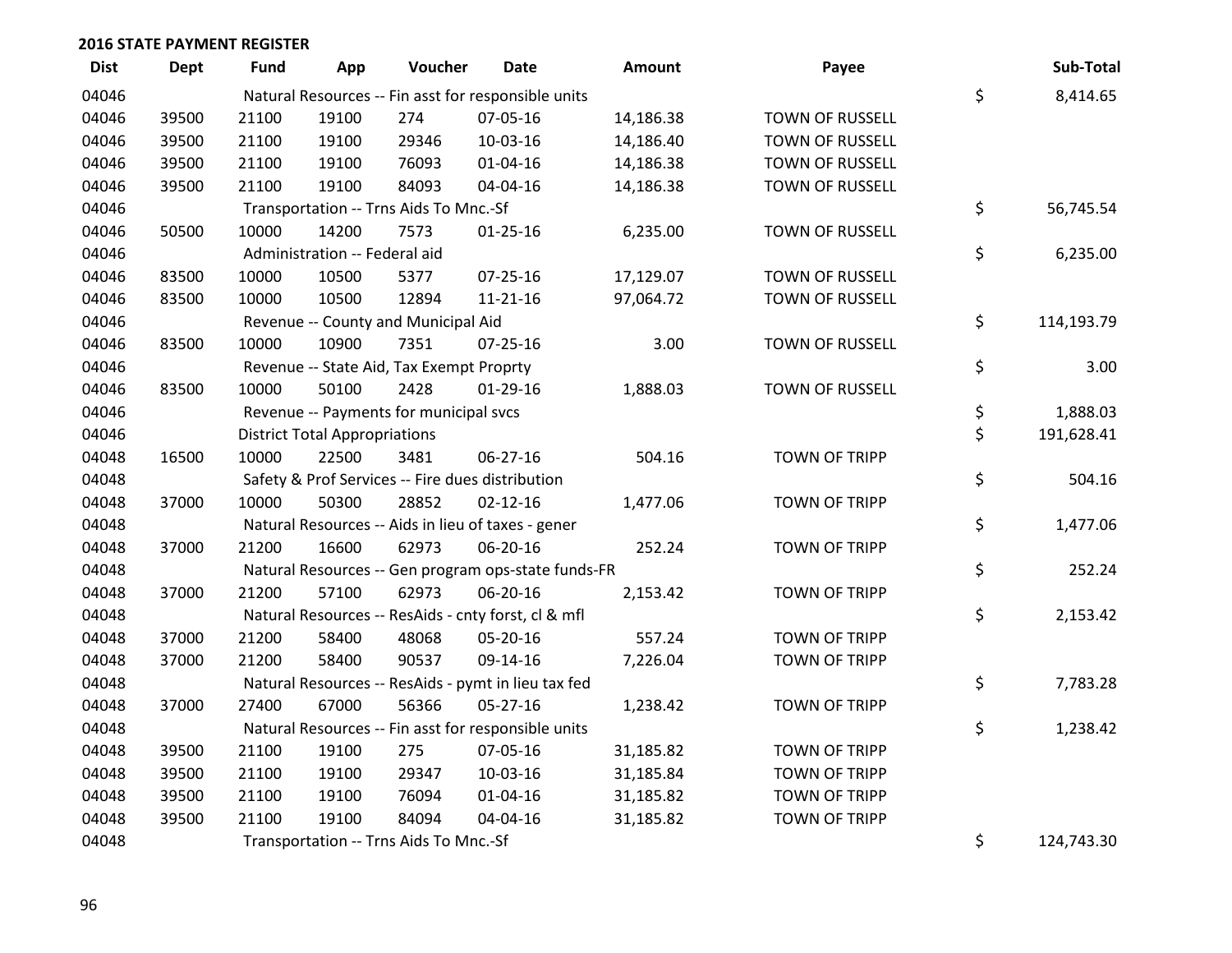**2016 STATE PAYMENT REGISTER**

| Dist | Dept | Fund | App | Voucher | Date | Amount | Payee | | Sub-Total |
|---|---|---|---|---|---|---|---|---|---|
| 04046 | | Natural Resources -- Fin asst for responsible units | | | | | | $ | 8,414.65 |
| 04046 | 39500 | 21100 | 19100 | 274 | 07-05-16 | 14,186.38 | TOWN OF RUSSELL | | |
| 04046 | 39500 | 21100 | 19100 | 29346 | 10-03-16 | 14,186.40 | TOWN OF RUSSELL | | |
| 04046 | 39500 | 21100 | 19100 | 76093 | 01-04-16 | 14,186.38 | TOWN OF RUSSELL | | |
| 04046 | 39500 | 21100 | 19100 | 84093 | 04-04-16 | 14,186.38 | TOWN OF RUSSELL | | |
| 04046 | | Transportation -- Trns Aids To Mnc.-Sf | | | | | | $ | 56,745.54 |
| 04046 | 50500 | 10000 | 14200 | 7573 | 01-25-16 | 6,235.00 | TOWN OF RUSSELL | | |
| 04046 | | Administration -- Federal aid | | | | | | $ | 6,235.00 |
| 04046 | 83500 | 10000 | 10500 | 5377 | 07-25-16 | 17,129.07 | TOWN OF RUSSELL | | |
| 04046 | 83500 | 10000 | 10500 | 12894 | 11-21-16 | 97,064.72 | TOWN OF RUSSELL | | |
| 04046 | | Revenue -- County and Municipal Aid | | | | | | $ | 114,193.79 |
| 04046 | 83500 | 10000 | 10900 | 7351 | 07-25-16 | 3.00 | TOWN OF RUSSELL | | |
| 04046 | | Revenue -- State Aid, Tax Exempt Proprty | | | | | | $ | 3.00 |
| 04046 | 83500 | 10000 | 50100 | 2428 | 01-29-16 | 1,888.03 | TOWN OF RUSSELL | | |
| 04046 | | Revenue -- Payments for municipal svcs | | | | | | $ | 1,888.03 |
| 04046 | | District Total Appropriations | | | | | | $ | 191,628.41 |
| 04048 | 16500 | 10000 | 22500 | 3481 | 06-27-16 | 504.16 | TOWN OF TRIPP | | |
| 04048 | | Safety & Prof Services -- Fire dues distribution | | | | | | $ | 504.16 |
| 04048 | 37000 | 10000 | 50300 | 28852 | 02-12-16 | 1,477.06 | TOWN OF TRIPP | | |
| 04048 | | Natural Resources -- Aids in lieu of taxes - gener | | | | | | $ | 1,477.06 |
| 04048 | 37000 | 21200 | 16600 | 62973 | 06-20-16 | 252.24 | TOWN OF TRIPP | | |
| 04048 | | Natural Resources -- Gen program ops-state funds-FR | | | | | | $ | 252.24 |
| 04048 | 37000 | 21200 | 57100 | 62973 | 06-20-16 | 2,153.42 | TOWN OF TRIPP | | |
| 04048 | | Natural Resources -- ResAids - cnty forst, cl & mfl | | | | | | $ | 2,153.42 |
| 04048 | 37000 | 21200 | 58400 | 48068 | 05-20-16 | 557.24 | TOWN OF TRIPP | | |
| 04048 | 37000 | 21200 | 58400 | 90537 | 09-14-16 | 7,226.04 | TOWN OF TRIPP | | |
| 04048 | | Natural Resources -- ResAids - pymt in lieu tax fed | | | | | | $ | 7,783.28 |
| 04048 | 37000 | 27400 | 67000 | 56366 | 05-27-16 | 1,238.42 | TOWN OF TRIPP | | |
| 04048 | | Natural Resources -- Fin asst for responsible units | | | | | | $ | 1,238.42 |
| 04048 | 39500 | 21100 | 19100 | 275 | 07-05-16 | 31,185.82 | TOWN OF TRIPP | | |
| 04048 | 39500 | 21100 | 19100 | 29347 | 10-03-16 | 31,185.84 | TOWN OF TRIPP | | |
| 04048 | 39500 | 21100 | 19100 | 76094 | 01-04-16 | 31,185.82 | TOWN OF TRIPP | | |
| 04048 | 39500 | 21100 | 19100 | 84094 | 04-04-16 | 31,185.82 | TOWN OF TRIPP | | |
| 04048 | | Transportation -- Trns Aids To Mnc.-Sf | | | | | | $ | 124,743.30 |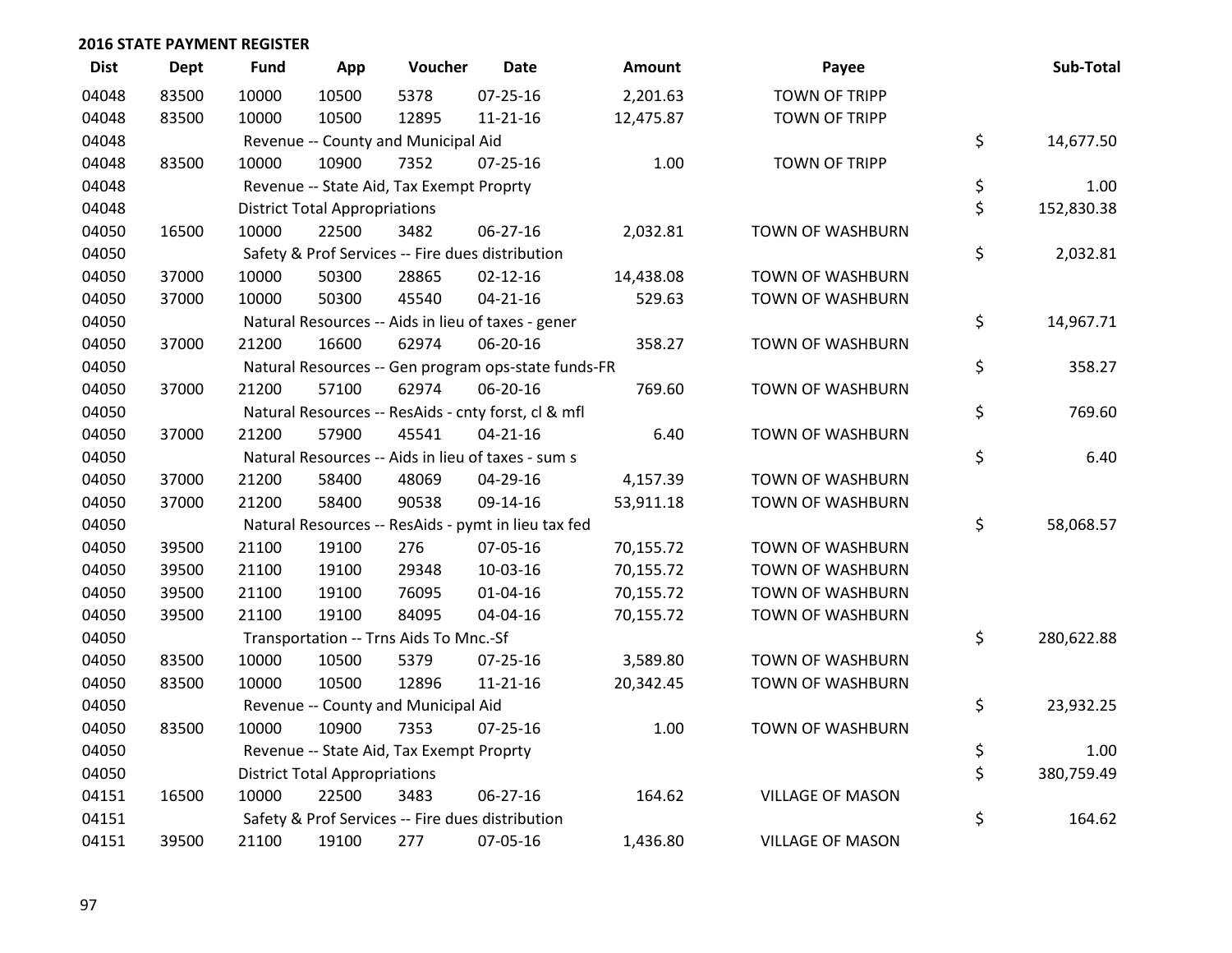## 2016 STATE PAYMENT REGISTER

| Dist | Dept | Fund | App | Voucher | Date | Amount | Payee | Sub-Total |
|---|---|---|---|---|---|---|---|---|
| 04048 | 83500 | 10000 | 10500 | 5378 | 07-25-16 | 2,201.63 | TOWN OF TRIPP | |
| 04048 | 83500 | 10000 | 10500 | 12895 | 11-21-16 | 12,475.87 | TOWN OF TRIPP | |
| 04048 | | Revenue -- County and Municipal Aid | | | | | | $ 14,677.50 |
| 04048 | 83500 | 10000 | 10900 | 7352 | 07-25-16 | 1.00 | TOWN OF TRIPP | |
| 04048 | | Revenue -- State Aid, Tax Exempt Proprty | | | | | | $ 1.00 |
| 04048 | | District Total Appropriations | | | | | | $ 152,830.38 |
| 04050 | 16500 | 10000 | 22500 | 3482 | 06-27-16 | 2,032.81 | TOWN OF WASHBURN | |
| 04050 | | Safety & Prof Services -- Fire dues distribution | | | | | | $ 2,032.81 |
| 04050 | 37000 | 10000 | 50300 | 28865 | 02-12-16 | 14,438.08 | TOWN OF WASHBURN | |
| 04050 | 37000 | 10000 | 50300 | 45540 | 04-21-16 | 529.63 | TOWN OF WASHBURN | |
| 04050 | | Natural Resources -- Aids in lieu of taxes - gener | | | | | | $ 14,967.71 |
| 04050 | 37000 | 21200 | 16600 | 62974 | 06-20-16 | 358.27 | TOWN OF WASHBURN | |
| 04050 | | Natural Resources -- Gen program ops-state funds-FR | | | | | | $ 358.27 |
| 04050 | 37000 | 21200 | 57100 | 62974 | 06-20-16 | 769.60 | TOWN OF WASHBURN | |
| 04050 | | Natural Resources -- ResAids - cnty forst, cl & mfl | | | | | | $ 769.60 |
| 04050 | 37000 | 21200 | 57900 | 45541 | 04-21-16 | 6.40 | TOWN OF WASHBURN | |
| 04050 | | Natural Resources -- Aids in lieu of taxes - sum s | | | | | | $ 6.40 |
| 04050 | 37000 | 21200 | 58400 | 48069 | 04-29-16 | 4,157.39 | TOWN OF WASHBURN | |
| 04050 | 37000 | 21200 | 58400 | 90538 | 09-14-16 | 53,911.18 | TOWN OF WASHBURN | |
| 04050 | | Natural Resources -- ResAids - pymt in lieu tax fed | | | | | | $ 58,068.57 |
| 04050 | 39500 | 21100 | 19100 | 276 | 07-05-16 | 70,155.72 | TOWN OF WASHBURN | |
| 04050 | 39500 | 21100 | 19100 | 29348 | 10-03-16 | 70,155.72 | TOWN OF WASHBURN | |
| 04050 | 39500 | 21100 | 19100 | 76095 | 01-04-16 | 70,155.72 | TOWN OF WASHBURN | |
| 04050 | 39500 | 21100 | 19100 | 84095 | 04-04-16 | 70,155.72 | TOWN OF WASHBURN | |
| 04050 | | Transportation -- Trns Aids To Mnc.-Sf | | | | | | $ 280,622.88 |
| 04050 | 83500 | 10000 | 10500 | 5379 | 07-25-16 | 3,589.80 | TOWN OF WASHBURN | |
| 04050 | 83500 | 10000 | 10500 | 12896 | 11-21-16 | 20,342.45 | TOWN OF WASHBURN | |
| 04050 | | Revenue -- County and Municipal Aid | | | | | | $ 23,932.25 |
| 04050 | 83500 | 10000 | 10900 | 7353 | 07-25-16 | 1.00 | TOWN OF WASHBURN | |
| 04050 | | Revenue -- State Aid, Tax Exempt Proprty | | | | | | $ 1.00 |
| 04050 | | District Total Appropriations | | | | | | $ 380,759.49 |
| 04151 | 16500 | 10000 | 22500 | 3483 | 06-27-16 | 164.62 | VILLAGE OF MASON | |
| 04151 | | Safety & Prof Services -- Fire dues distribution | | | | | | $ 164.62 |
| 04151 | 39500 | 21100 | 19100 | 277 | 07-05-16 | 1,436.80 | VILLAGE OF MASON | |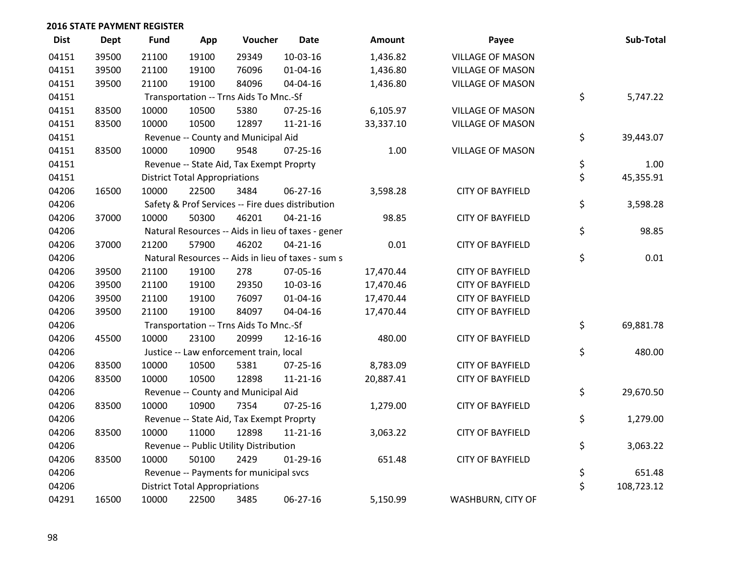**2016 STATE PAYMENT REGISTER**

| Dist | Dept | Fund | App | Voucher | Date | Amount | Payee | Sub-Total |
|---|---|---|---|---|---|---|---|---|
| 04151 | 39500 | 21100 | 19100 | 29349 | 10-03-16 | 1,436.82 | VILLAGE OF MASON | |
| 04151 | 39500 | 21100 | 19100 | 76096 | 01-04-16 | 1,436.80 | VILLAGE OF MASON | |
| 04151 | 39500 | 21100 | 19100 | 84096 | 04-04-16 | 1,436.80 | VILLAGE OF MASON | |
| 04151 | | Transportation -- Trns Aids To Mnc.-Sf | | | | | | $ 5,747.22 |
| 04151 | 83500 | 10000 | 10500 | 5380 | 07-25-16 | 6,105.97 | VILLAGE OF MASON | |
| 04151 | 83500 | 10000 | 10500 | 12897 | 11-21-16 | 33,337.10 | VILLAGE OF MASON | |
| 04151 | | Revenue -- County and Municipal Aid | | | | | | $ 39,443.07 |
| 04151 | 83500 | 10000 | 10900 | 9548 | 07-25-16 | 1.00 | VILLAGE OF MASON | |
| 04151 | | Revenue -- State Aid, Tax Exempt Proprty | | | | | | $ 1.00 |
| 04151 | | District Total Appropriations | | | | | | $ 45,355.91 |
| 04206 | 16500 | 10000 | 22500 | 3484 | 06-27-16 | 3,598.28 | CITY OF BAYFIELD | |
| 04206 | | Safety & Prof Services -- Fire dues distribution | | | | | | $ 3,598.28 |
| 04206 | 37000 | 10000 | 50300 | 46201 | 04-21-16 | 98.85 | CITY OF BAYFIELD | |
| 04206 | | Natural Resources -- Aids in lieu of taxes - gener | | | | | | $ 98.85 |
| 04206 | 37000 | 21200 | 57900 | 46202 | 04-21-16 | 0.01 | CITY OF BAYFIELD | |
| 04206 | | Natural Resources -- Aids in lieu of taxes - sum s | | | | | | $ 0.01 |
| 04206 | 39500 | 21100 | 19100 | 278 | 07-05-16 | 17,470.44 | CITY OF BAYFIELD | |
| 04206 | 39500 | 21100 | 19100 | 29350 | 10-03-16 | 17,470.46 | CITY OF BAYFIELD | |
| 04206 | 39500 | 21100 | 19100 | 76097 | 01-04-16 | 17,470.44 | CITY OF BAYFIELD | |
| 04206 | 39500 | 21100 | 19100 | 84097 | 04-04-16 | 17,470.44 | CITY OF BAYFIELD | |
| 04206 | | Transportation -- Trns Aids To Mnc.-Sf | | | | | | $ 69,881.78 |
| 04206 | 45500 | 10000 | 23100 | 20999 | 12-16-16 | 480.00 | CITY OF BAYFIELD | |
| 04206 | | Justice -- Law enforcement train, local | | | | | | $ 480.00 |
| 04206 | 83500 | 10000 | 10500 | 5381 | 07-25-16 | 8,783.09 | CITY OF BAYFIELD | |
| 04206 | 83500 | 10000 | 10500 | 12898 | 11-21-16 | 20,887.41 | CITY OF BAYFIELD | |
| 04206 | | Revenue -- County and Municipal Aid | | | | | | $ 29,670.50 |
| 04206 | 83500 | 10000 | 10900 | 7354 | 07-25-16 | 1,279.00 | CITY OF BAYFIELD | |
| 04206 | | Revenue -- State Aid, Tax Exempt Proprty | | | | | | $ 1,279.00 |
| 04206 | 83500 | 10000 | 11000 | 12898 | 11-21-16 | 3,063.22 | CITY OF BAYFIELD | |
| 04206 | | Revenue -- Public Utility Distribution | | | | | | $ 3,063.22 |
| 04206 | 83500 | 10000 | 50100 | 2429 | 01-29-16 | 651.48 | CITY OF BAYFIELD | |
| 04206 | | Revenue -- Payments for municipal svcs | | | | | | $ 651.48 |
| 04206 | | District Total Appropriations | | | | | | $ 108,723.12 |
| 04291 | 16500 | 10000 | 22500 | 3485 | 06-27-16 | 5,150.99 | WASHBURN, CITY OF | |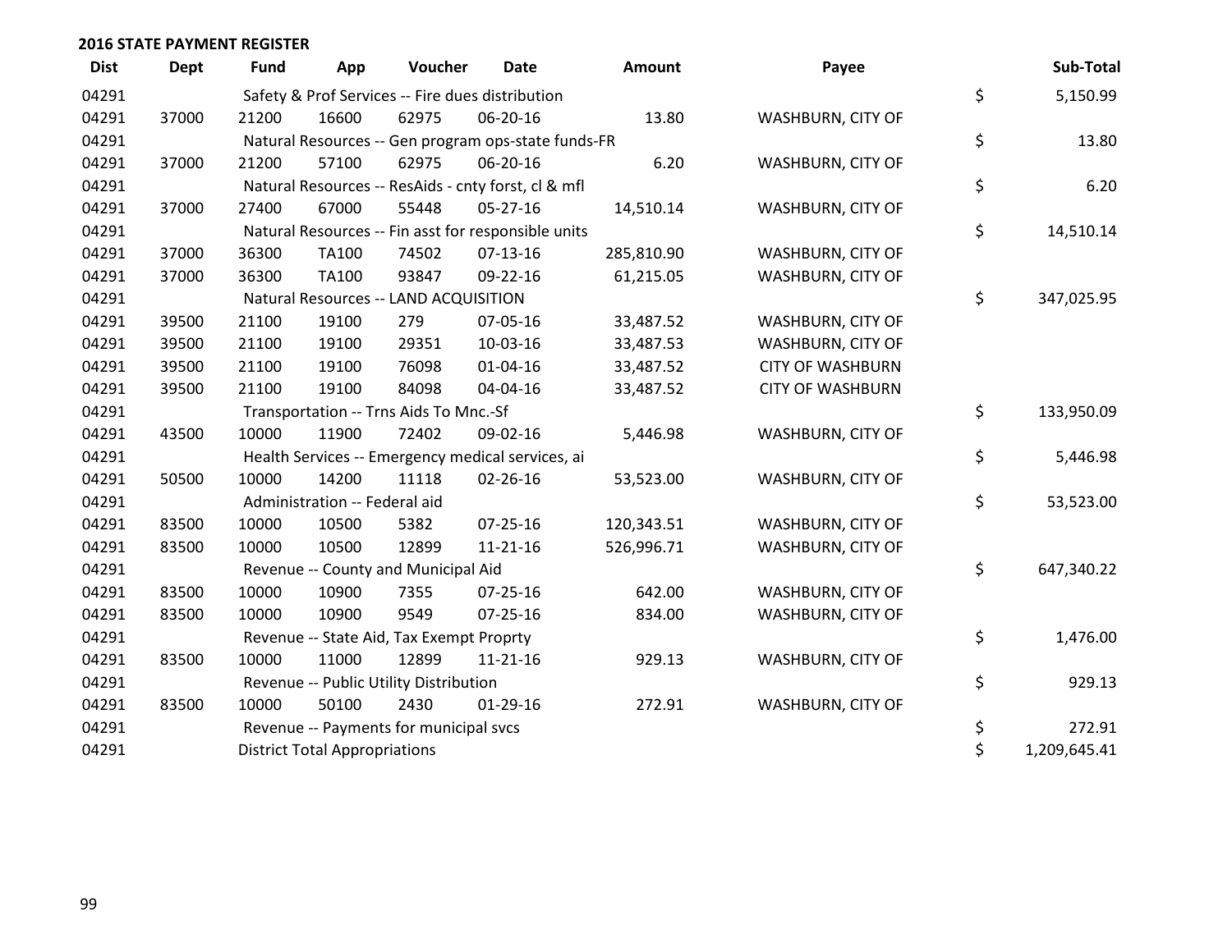## 2016 STATE PAYMENT REGISTER

| Dist | Dept | Fund | App | Voucher | Date | Amount | Payee | | Sub-Total |
|---|---|---|---|---|---|---|---|---|---|
| 04291 | | Safety & Prof Services -- Fire dues distribution | | | | | | $ | 5,150.99 |
| 04291 | 37000 | 21200 | 16600 | 62975 | 06-20-16 | 13.80 | WASHBURN, CITY OF | | |
| 04291 | | Natural Resources -- Gen program ops-state funds-FR | | | | | | $ | 13.80 |
| 04291 | 37000 | 21200 | 57100 | 62975 | 06-20-16 | 6.20 | WASHBURN, CITY OF | | |
| 04291 | | Natural Resources -- ResAids - cnty forst, cl & mfl | | | | | | $ | 6.20 |
| 04291 | 37000 | 27400 | 67000 | 55448 | 05-27-16 | 14,510.14 | WASHBURN, CITY OF | | |
| 04291 | | Natural Resources -- Fin asst for responsible units | | | | | | $ | 14,510.14 |
| 04291 | 37000 | 36300 | TA100 | 74502 | 07-13-16 | 285,810.90 | WASHBURN, CITY OF | | |
| 04291 | 37000 | 36300 | TA100 | 93847 | 09-22-16 | 61,215.05 | WASHBURN, CITY OF | | |
| 04291 | | Natural Resources -- LAND ACQUISITION | | | | | | $ | 347,025.95 |
| 04291 | 39500 | 21100 | 19100 | 279 | 07-05-16 | 33,487.52 | WASHBURN, CITY OF | | |
| 04291 | 39500 | 21100 | 19100 | 29351 | 10-03-16 | 33,487.53 | WASHBURN, CITY OF | | |
| 04291 | 39500 | 21100 | 19100 | 76098 | 01-04-16 | 33,487.52 | CITY OF WASHBURN | | |
| 04291 | 39500 | 21100 | 19100 | 84098 | 04-04-16 | 33,487.52 | CITY OF WASHBURN | | |
| 04291 | | Transportation -- Trns Aids To Mnc.-Sf | | | | | | $ | 133,950.09 |
| 04291 | 43500 | 10000 | 11900 | 72402 | 09-02-16 | 5,446.98 | WASHBURN, CITY OF | | |
| 04291 | | Health Services -- Emergency medical services, ai | | | | | | $ | 5,446.98 |
| 04291 | 50500 | 10000 | 14200 | 11118 | 02-26-16 | 53,523.00 | WASHBURN, CITY OF | | |
| 04291 | | Administration -- Federal aid | | | | | | $ | 53,523.00 |
| 04291 | 83500 | 10000 | 10500 | 5382 | 07-25-16 | 120,343.51 | WASHBURN, CITY OF | | |
| 04291 | 83500 | 10000 | 10500 | 12899 | 11-21-16 | 526,996.71 | WASHBURN, CITY OF | | |
| 04291 | | Revenue -- County and Municipal Aid | | | | | | $ | 647,340.22 |
| 04291 | 83500 | 10000 | 10900 | 7355 | 07-25-16 | 642.00 | WASHBURN, CITY OF | | |
| 04291 | 83500 | 10000 | 10900 | 9549 | 07-25-16 | 834.00 | WASHBURN, CITY OF | | |
| 04291 | | Revenue -- State Aid, Tax Exempt Proprty | | | | | | $ | 1,476.00 |
| 04291 | 83500 | 10000 | 11000 | 12899 | 11-21-16 | 929.13 | WASHBURN, CITY OF | | |
| 04291 | | Revenue -- Public Utility Distribution | | | | | | $ | 929.13 |
| 04291 | 83500 | 10000 | 50100 | 2430 | 01-29-16 | 272.91 | WASHBURN, CITY OF | | |
| 04291 | | Revenue -- Payments for municipal svcs | | | | | | $ | 272.91 |
| 04291 | | District Total Appropriations | | | | | | $ | 1,209,645.41 |